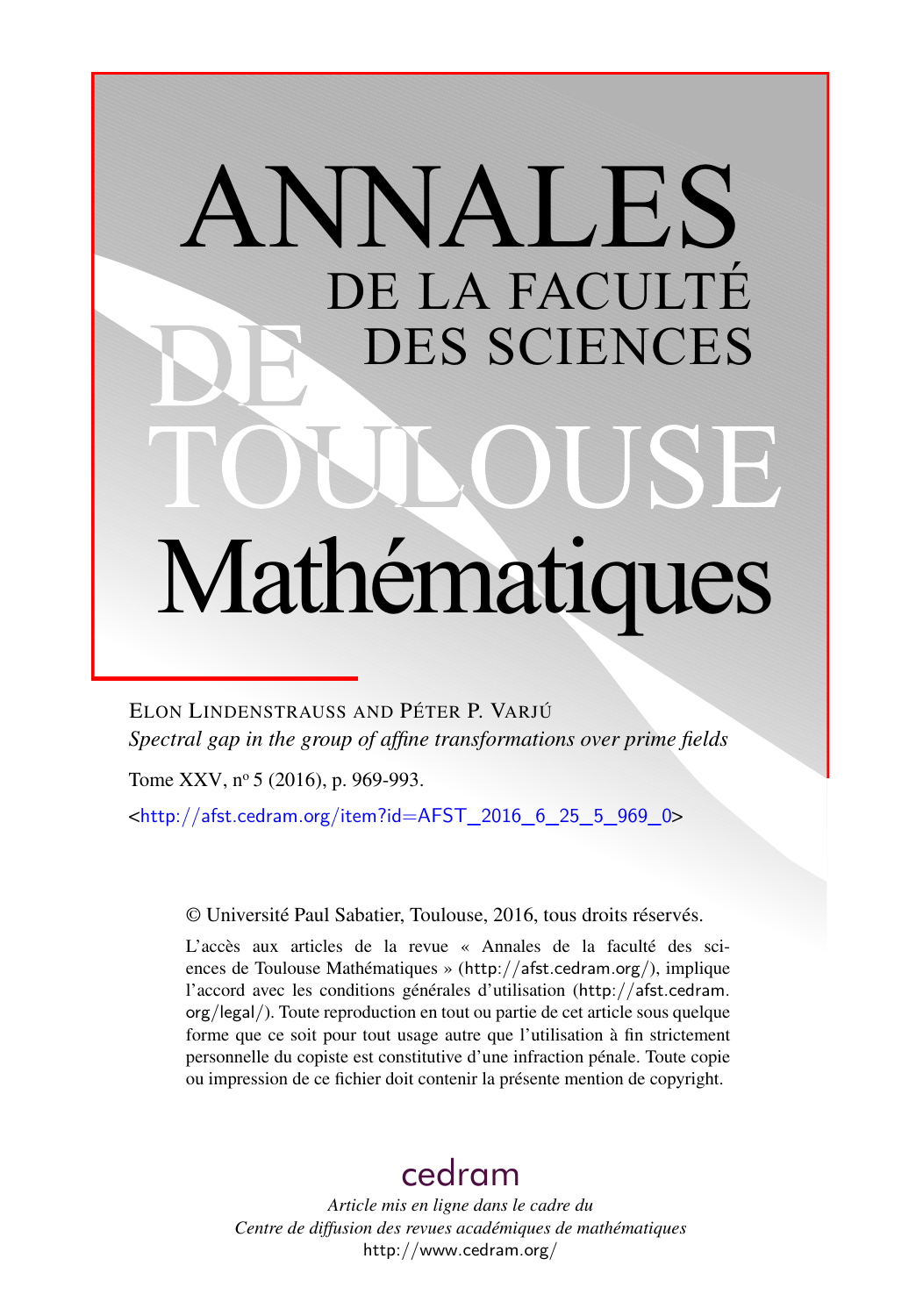# ANNALES DE LA FACULTÉ DES SCIENCES DE TOULOUSE Mathématiques

ELON LINDENSTRAUSS AND PÉTER P. VARJÚ

*Spectral gap in the group of affine transformations over prime fields*

Tome XXV, nº 5 (2016), p. 969-993.

<http://afst.cedram.org/item?id=AFST_2016_6_25_5_969_0>

© Université Paul Sabatier, Toulouse, 2016, tous droits réservés.

L'accès aux articles de la revue « Annales de la faculté des sciences de Toulouse Mathématiques » (http://afst.cedram.org/), implique l'accord avec les conditions générales d'utilisation (http://afst.cedram.org/legal/). Toute reproduction en tout ou partie de cet article sous quelque forme que ce soit pour tout usage autre que l'utilisation à fin strictement personnelle du copiste est constitutive d'une infraction pénale. Toute copie ou impression de ce fichier doit contenir la présente mention de copyright.

cedram

*Article mis en ligne dans le cadre du Centre de diffusion des revues académiques de mathématiques*
http://www.cedram.org/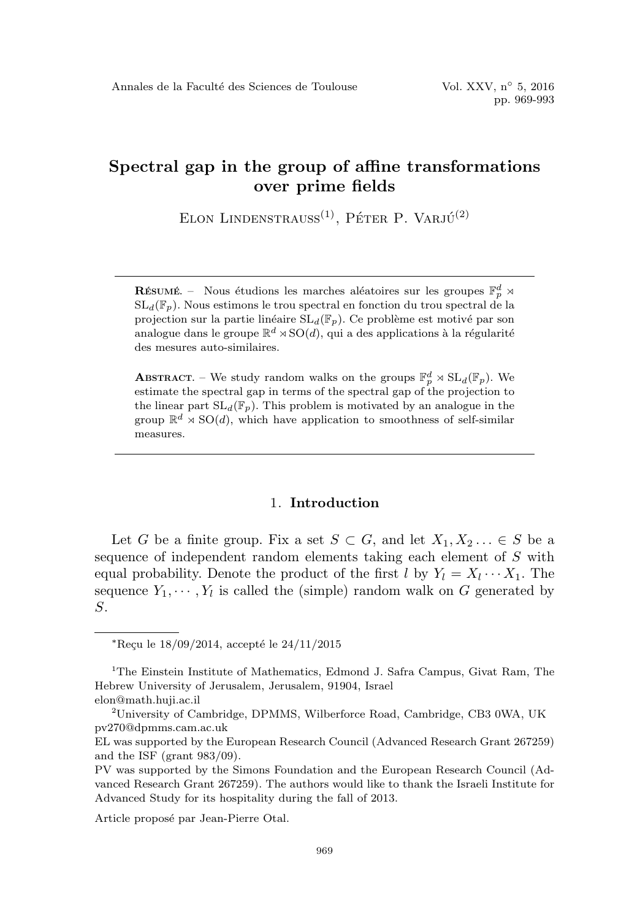# Spectral gap in the group of affine transformations over prime fields

Elon Lindenstrauss[(1)], Péter P. Varjú[(2)]

**Résumé.** – Nous étudions les marches aléatoires sur les groupes $\mathbb{F}_p^d \rtimes \mathrm{SL}_d(\mathbb{F}_p)$. Nous estimons le trou spectral en fonction du trou spectral de la projection sur la partie linéaire $\mathrm{SL}_d(\mathbb{F}_p)$. Ce problème est motivé par son analogue dans le groupe $\mathbb{R}^d \rtimes \mathrm{SO}(d)$, qui a des applications à la régularité des mesures auto-similaires.

**Abstract.** – We study random walks on the groups $\mathbb{F}_p^d \rtimes \mathrm{SL}_d(\mathbb{F}_p)$. We estimate the spectral gap in terms of the spectral gap of the projection to the linear part $\mathrm{SL}_d(\mathbb{F}_p)$. This problem is motivated by an analogue in the group $\mathbb{R}^d \rtimes \mathrm{SO}(d)$, which have application to smoothness of self-similar measures.

## 1. Introduction

Let $G$ be a finite group. Fix a set $S \subset G$, and let $X_1, X_2 \ldots \in S$ be a sequence of independent random elements taking each element of $S$ with equal probability. Denote the product of the first $l$ by $Y_l = X_l \cdots X_1$. The sequence $Y_1, \cdots, Y_l$ is called the (simple) random walk on $G$ generated by $S$.

*Reçu le 18/09/2014, accepté le 24/11/2015

[1]The Einstein Institute of Mathematics, Edmond J. Safra Campus, Givat Ram, The Hebrew University of Jerusalem, Jerusalem, 91904, Israel
elon@math.huji.ac.il

[2]University of Cambridge, DPMMS, Wilberforce Road, Cambridge, CB3 0WA, UK
pv270@dpmms.cam.ac.uk

EL was supported by the European Research Council (Advanced Research Grant 267259) and the ISF (grant 983/09).

PV was supported by the Simons Foundation and the European Research Council (Advanced Research Grant 267259). The authors would like to thank the Israeli Institute for Advanced Study for its hospitality during the fall of 2013.

Article proposé par Jean-Pierre Otal.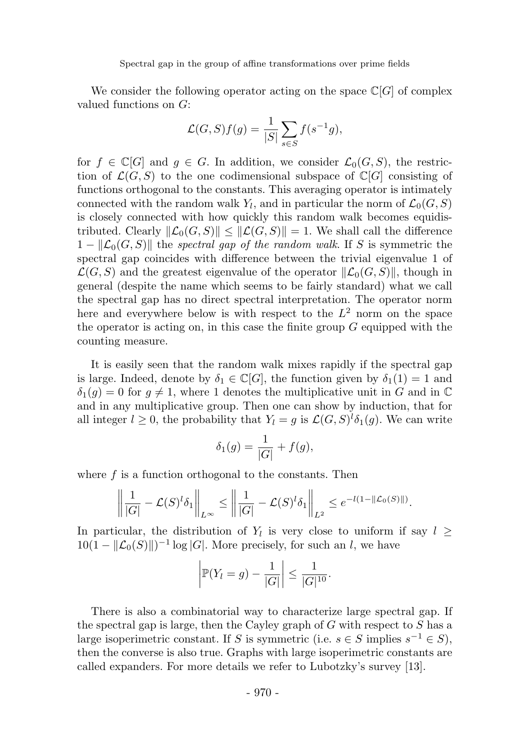We consider the following operator acting on the space $\mathbb{C}[G]$ of complex valued functions on $G$:

$$\mathcal{L}(G,S)f(g) = \frac{1}{|S|}\sum_{s\in S} f(s^{-1}g),$$

for $f \in \mathbb{C}[G]$ and $g \in G$. In addition, we consider $\mathcal{L}_0(G,S)$, the restriction of $\mathcal{L}(G,S)$ to the one codimensional subspace of $\mathbb{C}[G]$ consisting of functions orthogonal to the constants. This averaging operator is intimately connected with the random walk $Y_l$, and in particular the norm of $\mathcal{L}_0(G,S)$ is closely connected with how quickly this random walk becomes equidistributed. Clearly $\|\mathcal{L}_0(G,S)\| \le \|\mathcal{L}(G,S)\| = 1$. We shall call the difference $1 - \|\mathcal{L}_0(G,S)\|$ the *spectral gap of the random walk*. If $S$ is symmetric the spectral gap coincides with difference between the trivial eigenvalue 1 of $\mathcal{L}(G,S)$ and the greatest eigenvalue of the operator $\|\mathcal{L}_0(G,S)\|$, though in general (despite the name which seems to be fairly standard) what we call the spectral gap has no direct spectral interpretation. The operator norm here and everywhere below is with respect to the $L^2$ norm on the space the operator is acting on, in this case the finite group $G$ equipped with the counting measure.

It is easily seen that the random walk mixes rapidly if the spectral gap is large. Indeed, denote by $\delta_1 \in \mathbb{C}[G]$, the function given by $\delta_1(1) = 1$ and $\delta_1(g) = 0$ for $g \neq 1$, where 1 denotes the multiplicative unit in $G$ and in $\mathbb{C}$ and in any multiplicative group. Then one can show by induction, that for all integer $l \ge 0$, the probability that $Y_l = g$ is $\mathcal{L}(G,S)^l\delta_1(g)$. We can write

$$\delta_1(g) = \frac{1}{|G|} + f(g),$$

where $f$ is a function orthogonal to the constants. Then

$$\left\| \frac{1}{|G|} - \mathcal{L}(S)^l\delta_1 \right\|_{L^\infty} \le \left\| \frac{1}{|G|} - \mathcal{L}(S)^l\delta_1 \right\|_{L^2} \le e^{-l(1-\|\mathcal{L}_0(S)\|)}.$$

In particular, the distribution of $Y_l$ is very close to uniform if say $l \ge 10(1-\|\mathcal{L}_0(S)\|)^{-1}\log|G|$. More precisely, for such an $l$, we have

$$\left| \mathbb{P}(Y_l = g) - \frac{1}{|G|} \right| \le \frac{1}{|G|^{10}}.$$

There is also a combinatorial way to characterize large spectral gap. If the spectral gap is large, then the Cayley graph of $G$ with respect to $S$ has a large isoperimetric constant. If $S$ is symmetric (i.e. $s \in S$ implies $s^{-1} \in S$), then the converse is also true. Graphs with large isoperimetric constants are called expanders. For more details we refer to Lubotzky's survey [13].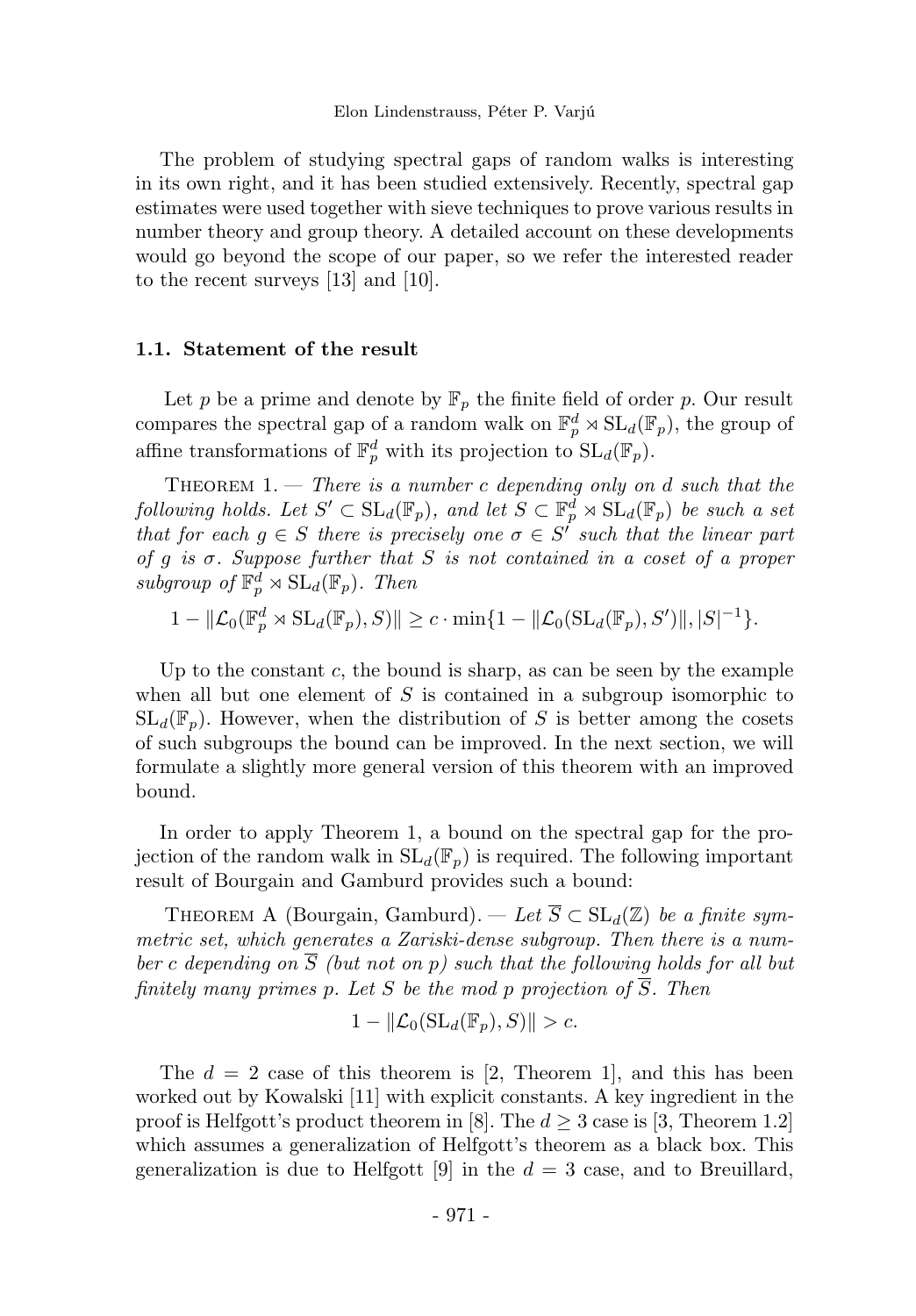The problem of studying spectral gaps of random walks is interesting in its own right, and it has been studied extensively. Recently, spectral gap estimates were used together with sieve techniques to prove various results in number theory and group theory. A detailed account on these developments would go beyond the scope of our paper, so we refer the interested reader to the recent surveys [13] and [10].

### 1.1. Statement of the result

Let $p$ be a prime and denote by $\mathbb{F}_p$ the finite field of order $p$. Our result compares the spectral gap of a random walk on $\mathbb{F}_p^d \rtimes \mathrm{SL}_d(\mathbb{F}_p)$, the group of affine transformations of $\mathbb{F}_p^d$ with its projection to $\mathrm{SL}_d(\mathbb{F}_p)$.

Theorem 1. — *There is a number $c$ depending only on $d$ such that the following holds. Let $S' \subset \mathrm{SL}_d(\mathbb{F}_p)$, and let $S \subset \mathbb{F}_p^d \rtimes \mathrm{SL}_d(\mathbb{F}_p)$ be such a set that for each $g \in S$ there is precisely one $\sigma \in S'$ such that the linear part of $g$ is $\sigma$. Suppose further that $S$ is not contained in a coset of a proper subgroup of $\mathbb{F}_p^d \rtimes \mathrm{SL}_d(\mathbb{F}_p)$. Then*

$$1 - \|\mathcal{L}_0(\mathbb{F}_p^d \rtimes \mathrm{SL}_d(\mathbb{F}_p), S)\| \geq c \cdot \min\{1 - \|\mathcal{L}_0(\mathrm{SL}_d(\mathbb{F}_p), S')\|, |S|^{-1}\}.$$

Up to the constant $c$, the bound is sharp, as can be seen by the example when all but one element of $S$ is contained in a subgroup isomorphic to $\mathrm{SL}_d(\mathbb{F}_p)$. However, when the distribution of $S$ is better among the cosets of such subgroups the bound can be improved. In the next section, we will formulate a slightly more general version of this theorem with an improved bound.

In order to apply Theorem 1, a bound on the spectral gap for the projection of the random walk in $\mathrm{SL}_d(\mathbb{F}_p)$ is required. The following important result of Bourgain and Gamburd provides such a bound:

Theorem A (Bourgain, Gamburd). — *Let $\overline{S} \subset \mathrm{SL}_d(\mathbb{Z})$ be a finite symmetric set, which generates a Zariski-dense subgroup. Then there is a number $c$ depending on $\overline{S}$ (but not on $p$) such that the following holds for all but finitely many primes $p$. Let $S$ be the mod $p$ projection of $\overline{S}$. Then*

$$1 - \|\mathcal{L}_0(\mathrm{SL}_d(\mathbb{F}_p), S)\| > c.$$

The $d = 2$ case of this theorem is [2, Theorem 1], and this has been worked out by Kowalski [11] with explicit constants. A key ingredient in the proof is Helfgott's product theorem in [8]. The $d \geq 3$ case is [3, Theorem 1.2] which assumes a generalization of Helfgott's theorem as a black box. This generalization is due to Helfgott [9] in the $d = 3$ case, and to Breuillard,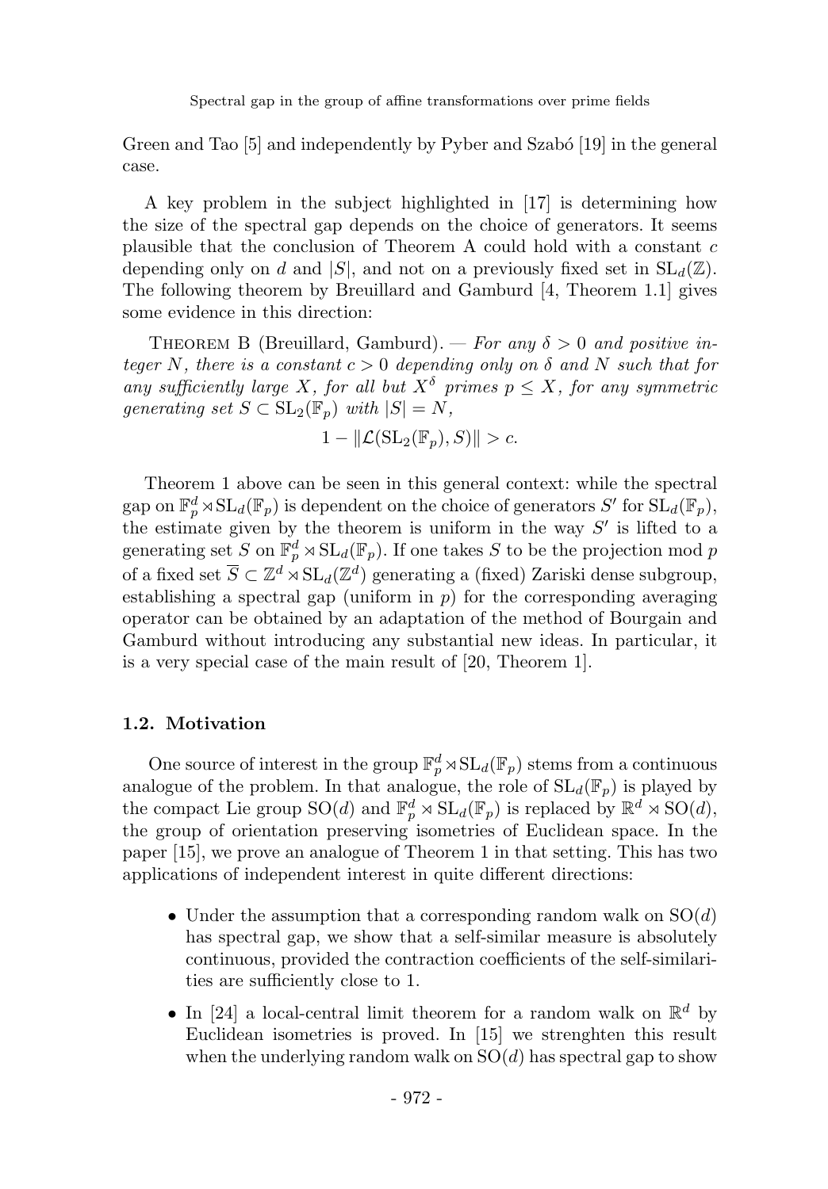Green and Tao [5] and independently by Pyber and Szabó [19] in the general case.

A key problem in the subject highlighted in [17] is determining how the size of the spectral gap depends on the choice of generators. It seems plausible that the conclusion of Theorem A could hold with a constant $c$ depending only on $d$ and $|S|$, and not on a previously fixed set in $\mathrm{SL}_d(\mathbb{Z})$. The following theorem by Breuillard and Gamburd [4, Theorem 1.1] gives some evidence in this direction:

Theorem B (Breuillard, Gamburd). — *For any $\delta > 0$ and positive integer $N$, there is a constant $c > 0$ depending only on $\delta$ and $N$ such that for any sufficiently large $X$, for all but $X^\delta$ primes $p \leq X$, for any symmetric generating set $S \subset \mathrm{SL}_2(\mathbb{F}_p)$ with $|S| = N$,*

$$1 - \|\mathcal{L}(\mathrm{SL}_2(\mathbb{F}_p), S)\| > c.$$

Theorem 1 above can be seen in this general context: while the spectral gap on $\mathbb{F}_p^d \rtimes \mathrm{SL}_d(\mathbb{F}_p)$ is dependent on the choice of generators $S'$ for $\mathrm{SL}_d(\mathbb{F}_p)$, the estimate given by the theorem is uniform in the way $S'$ is lifted to a generating set $S$ on $\mathbb{F}_p^d \rtimes \mathrm{SL}_d(\mathbb{F}_p)$. If one takes $S$ to be the projection mod $p$ of a fixed set $\overline{S} \subset \mathbb{Z}^d \rtimes \mathrm{SL}_d(\mathbb{Z}^d)$ generating a (fixed) Zariski dense subgroup, establishing a spectral gap (uniform in $p$) for the corresponding averaging operator can be obtained by an adaptation of the method of Bourgain and Gamburd without introducing any substantial new ideas. In particular, it is a very special case of the main result of [20, Theorem 1].

### 1.2. Motivation

One source of interest in the group $\mathbb{F}_p^d \rtimes \mathrm{SL}_d(\mathbb{F}_p)$ stems from a continuous analogue of the problem. In that analogue, the role of $\mathrm{SL}_d(\mathbb{F}_p)$ is played by the compact Lie group $\mathrm{SO}(d)$ and $\mathbb{F}_p^d \rtimes \mathrm{SL}_d(\mathbb{F}_p)$ is replaced by $\mathbb{R}^d \rtimes \mathrm{SO}(d)$, the group of orientation preserving isometries of Euclidean space. In the paper [15], we prove an analogue of Theorem 1 in that setting. This has two applications of independent interest in quite different directions:

- Under the assumption that a corresponding random walk on $\mathrm{SO}(d)$ has spectral gap, we show that a self-similar measure is absolutely continuous, provided the contraction coefficients of the self-similarities are sufficiently close to 1.
- In [24] a local-central limit theorem for a random walk on $\mathbb{R}^d$ by Euclidean isometries is proved. In [15] we strenghten this result when the underlying random walk on $\mathrm{SO}(d)$ has spectral gap to show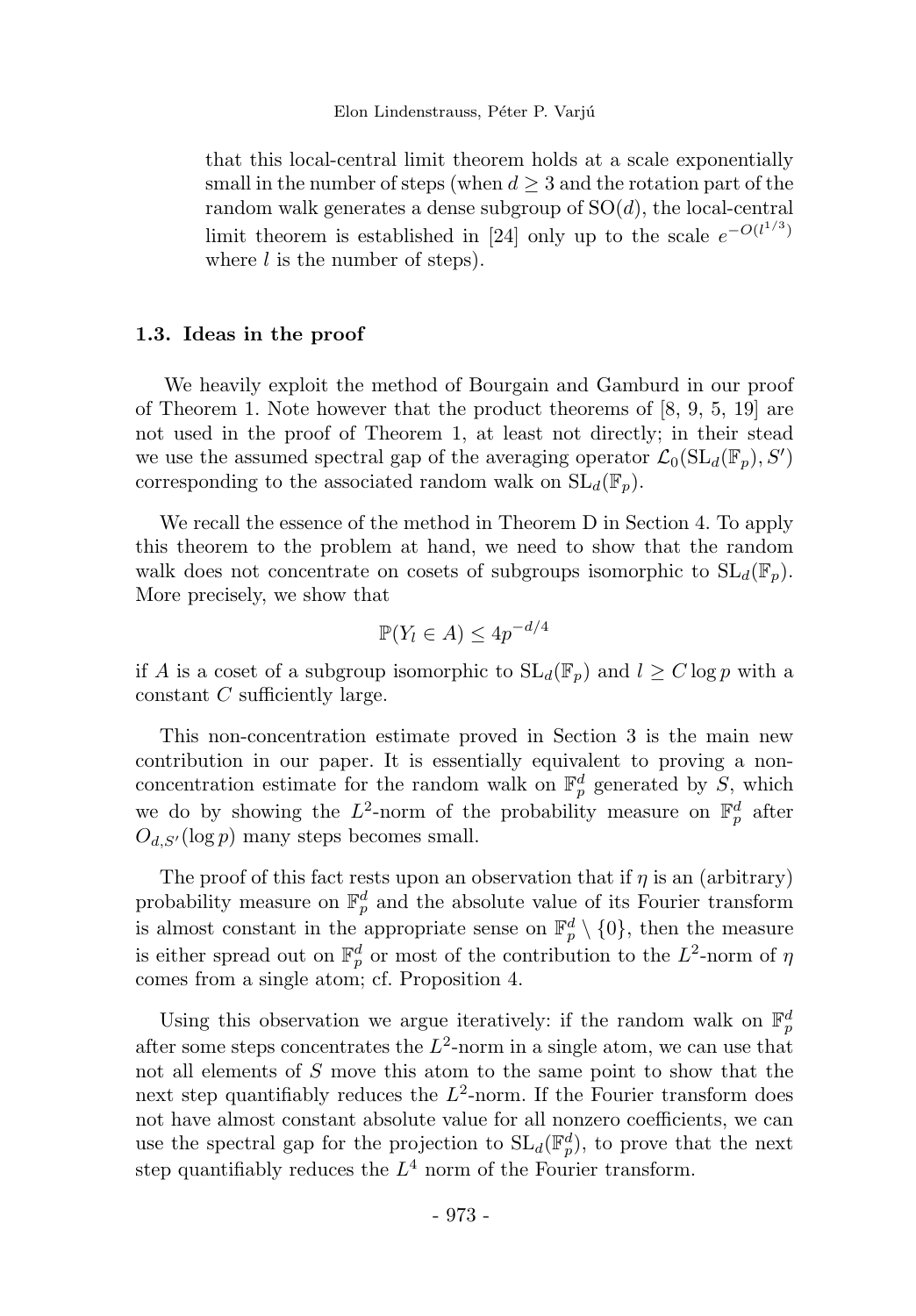that this local-central limit theorem holds at a scale exponentially small in the number of steps (when $d \geq 3$ and the rotation part of the random walk generates a dense subgroup of $\mathrm{SO}(d)$, the local-central limit theorem is established in [24] only up to the scale $e^{-O(l^{1/3})}$ where $l$ is the number of steps).

### 1.3. Ideas in the proof

We heavily exploit the method of Bourgain and Gamburd in our proof of Theorem 1. Note however that the product theorems of [8, 9, 5, 19] are not used in the proof of Theorem 1, at least not directly; in their stead we use the assumed spectral gap of the averaging operator $\mathcal{L}_0(\mathrm{SL}_d(\mathbb{F}_p), S')$ corresponding to the associated random walk on $\mathrm{SL}_d(\mathbb{F}_p)$.

We recall the essence of the method in Theorem D in Section 4. To apply this theorem to the problem at hand, we need to show that the random walk does not concentrate on cosets of subgroups isomorphic to $\mathrm{SL}_d(\mathbb{F}_p)$. More precisely, we show that

$$\mathbb{P}(Y_l \in A) \leq 4p^{-d/4}$$

if $A$ is a coset of a subgroup isomorphic to $\mathrm{SL}_d(\mathbb{F}_p)$ and $l \geq C \log p$ with a constant $C$ sufficiently large.

This non-concentration estimate proved in Section 3 is the main new contribution in our paper. It is essentially equivalent to proving a non-concentration estimate for the random walk on $\mathbb{F}_p^d$ generated by $S$, which we do by showing the $L^2$-norm of the probability measure on $\mathbb{F}_p^d$ after $O_{d,S'}(\log p)$ many steps becomes small.

The proof of this fact rests upon an observation that if $\eta$ is an (arbitrary) probability measure on $\mathbb{F}_p^d$ and the absolute value of its Fourier transform is almost constant in the appropriate sense on $\mathbb{F}_p^d \setminus \{0\}$, then the measure is either spread out on $\mathbb{F}_p^d$ or most of the contribution to the $L^2$-norm of $\eta$ comes from a single atom; cf. Proposition 4.

Using this observation we argue iteratively: if the random walk on $\mathbb{F}_p^d$ after some steps concentrates the $L^2$-norm in a single atom, we can use that not all elements of $S$ move this atom to the same point to show that the next step quantifiably reduces the $L^2$-norm. If the Fourier transform does not have almost constant absolute value for all nonzero coefficients, we can use the spectral gap for the projection to $\mathrm{SL}_d(\mathbb{F}_p^d)$, to prove that the next step quantifiably reduces the $L^4$ norm of the Fourier transform.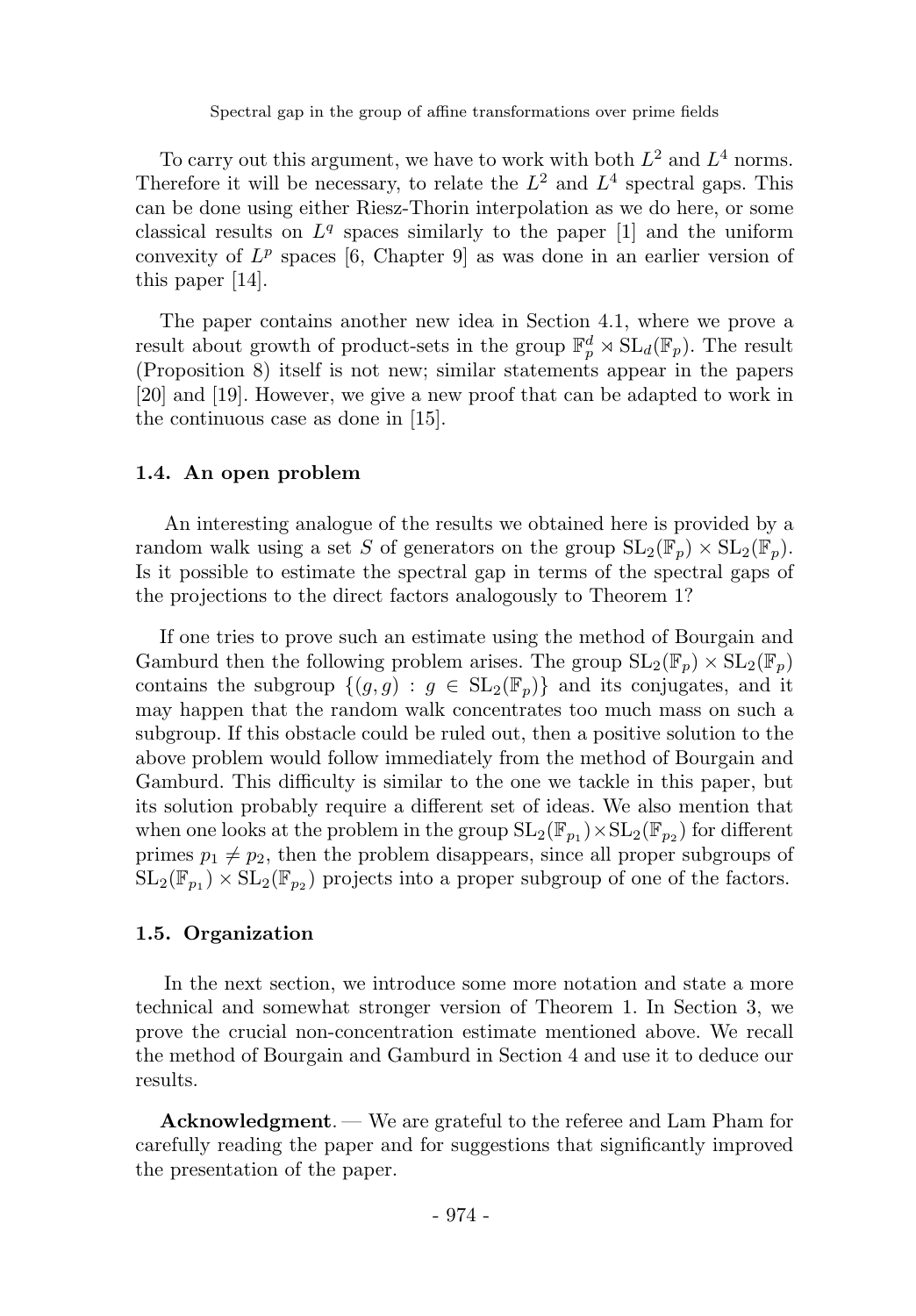To carry out this argument, we have to work with both $L^2$ and $L^4$ norms. Therefore it will be necessary, to relate the $L^2$ and $L^4$ spectral gaps. This can be done using either Riesz-Thorin interpolation as we do here, or some classical results on $L^q$ spaces similarly to the paper [1] and the uniform convexity of $L^p$ spaces [6, Chapter 9] as was done in an earlier version of this paper [14].

The paper contains another new idea in Section 4.1, where we prove a result about growth of product-sets in the group $\mathbb{F}_p^d \rtimes \mathrm{SL}_d(\mathbb{F}_p)$. The result (Proposition 8) itself is not new; similar statements appear in the papers [20] and [19]. However, we give a new proof that can be adapted to work in the continuous case as done in [15].

### 1.4. An open problem

An interesting analogue of the results we obtained here is provided by a random walk using a set $S$ of generators on the group $\mathrm{SL}_2(\mathbb{F}_p) \times \mathrm{SL}_2(\mathbb{F}_p)$. Is it possible to estimate the spectral gap in terms of the spectral gaps of the projections to the direct factors analogously to Theorem 1?

If one tries to prove such an estimate using the method of Bourgain and Gamburd then the following problem arises. The group $\mathrm{SL}_2(\mathbb{F}_p) \times \mathrm{SL}_2(\mathbb{F}_p)$ contains the subgroup $\{(g, g) : g \in \mathrm{SL}_2(\mathbb{F}_p)\}$ and its conjugates, and it may happen that the random walk concentrates too much mass on such a subgroup. If this obstacle could be ruled out, then a positive solution to the above problem would follow immediately from the method of Bourgain and Gamburd. This difficulty is similar to the one we tackle in this paper, but its solution probably require a different set of ideas. We also mention that when one looks at the problem in the group $\mathrm{SL}_2(\mathbb{F}_{p_1}) \times \mathrm{SL}_2(\mathbb{F}_{p_2})$ for different primes $p_1 \neq p_2$, then the problem disappears, since all proper subgroups of $\mathrm{SL}_2(\mathbb{F}_{p_1}) \times \mathrm{SL}_2(\mathbb{F}_{p_2})$ projects into a proper subgroup of one of the factors.

### 1.5. Organization

In the next section, we introduce some more notation and state a more technical and somewhat stronger version of Theorem 1. In Section 3, we prove the crucial non-concentration estimate mentioned above. We recall the method of Bourgain and Gamburd in Section 4 and use it to deduce our results.

**Acknowledgment**. — We are grateful to the referee and Lam Pham for carefully reading the paper and for suggestions that significantly improved the presentation of the paper.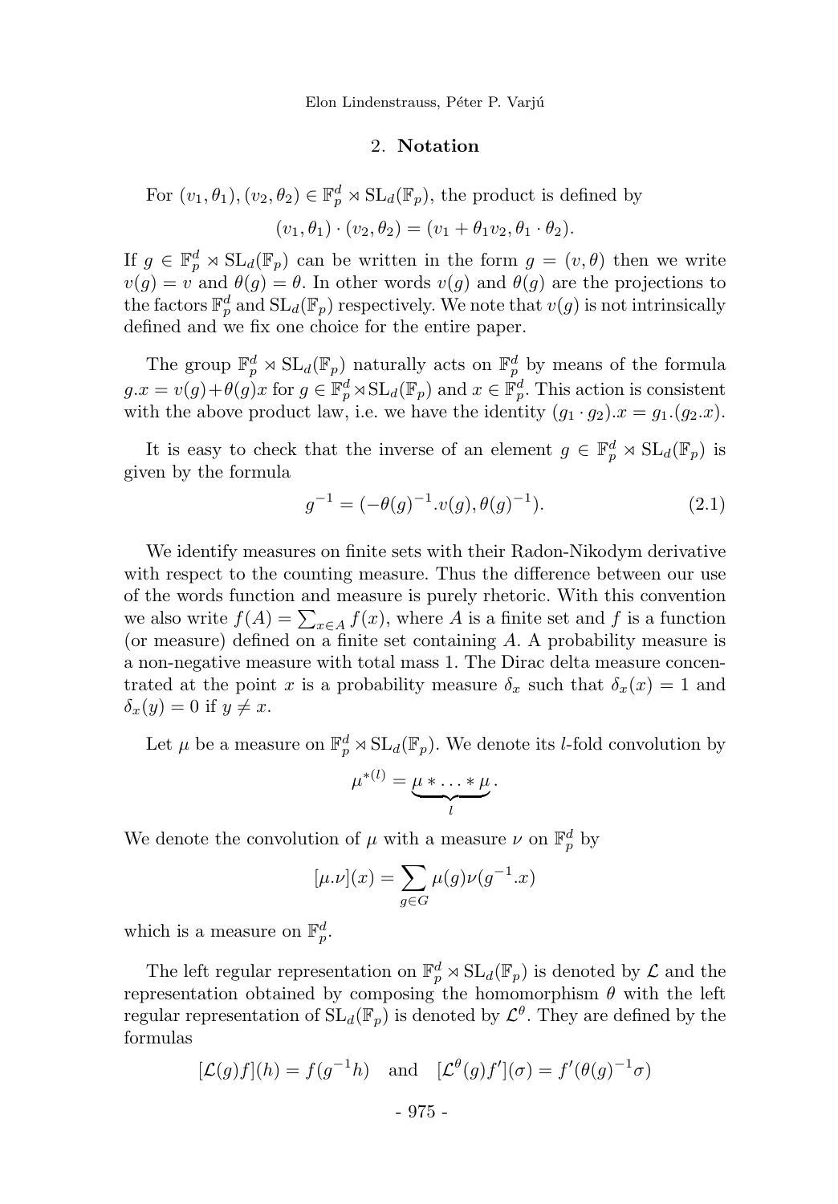## 2. Notation

For $(v_1, \theta_1), (v_2, \theta_2) \in \mathbb{F}_p^d \rtimes \mathrm{SL}_d(\mathbb{F}_p)$, the product is defined by

$$(v_1, \theta_1) \cdot (v_2, \theta_2) = (v_1 + \theta_1 v_2, \theta_1 \cdot \theta_2).$$

If $g \in \mathbb{F}_p^d \rtimes \mathrm{SL}_d(\mathbb{F}_p)$ can be written in the form $g = (v, \theta)$ then we write $v(g) = v$ and $\theta(g) = \theta$. In other words $v(g)$ and $\theta(g)$ are the projections to the factors $\mathbb{F}_p^d$ and $\mathrm{SL}_d(\mathbb{F}_p)$ respectively. We note that $v(g)$ is not intrinsically defined and we fix one choice for the entire paper.

The group $\mathbb{F}_p^d \rtimes \mathrm{SL}_d(\mathbb{F}_p)$ naturally acts on $\mathbb{F}_p^d$ by means of the formula $g.x = v(g) + \theta(g)x$ for $g \in \mathbb{F}_p^d \rtimes \mathrm{SL}_d(\mathbb{F}_p)$ and $x \in \mathbb{F}_p^d$. This action is consistent with the above product law, i.e. we have the identity $(g_1 \cdot g_2).x = g_1.(g_2.x)$.

It is easy to check that the inverse of an element $g \in \mathbb{F}_p^d \rtimes \mathrm{SL}_d(\mathbb{F}_p)$ is given by the formula

$$g^{-1} = (-\theta(g)^{-1}.v(g), \theta(g)^{-1}). \tag{2.1}$$

We identify measures on finite sets with their Radon-Nikodym derivative with respect to the counting measure. Thus the difference between our use of the words function and measure is purely rhetoric. With this convention we also write $f(A) = \sum_{x \in A} f(x)$, where $A$ is a finite set and $f$ is a function (or measure) defined on a finite set containing $A$. A probability measure is a non-negative measure with total mass 1. The Dirac delta measure concentrated at the point $x$ is a probability measure $\delta_x$ such that $\delta_x(x) = 1$ and $\delta_x(y) = 0$ if $y \neq x$.

Let $\mu$ be a measure on $\mathbb{F}_p^d \rtimes \mathrm{SL}_d(\mathbb{F}_p)$. We denote its $l$-fold convolution by

$$\mu^{*(l)} = \underbrace{\mu * \ldots * \mu}_{l}.$$

We denote the convolution of $\mu$ with a measure $\nu$ on $\mathbb{F}_p^d$ by

$$[\mu.\nu](x) = \sum_{g \in G} \mu(g)\nu(g^{-1}.x)$$

which is a measure on $\mathbb{F}_p^d$.

The left regular representation on $\mathbb{F}_p^d \rtimes \mathrm{SL}_d(\mathbb{F}_p)$ is denoted by $\mathcal{L}$ and the representation obtained by composing the homomorphism $\theta$ with the left regular representation of $\mathrm{SL}_d(\mathbb{F}_p)$ is denoted by $\mathcal{L}^\theta$. They are defined by the formulas

$$[\mathcal{L}(g)f](h) = f(g^{-1}h) \quad \text{and} \quad [\mathcal{L}^\theta(g)f'](\sigma) = f'(\theta(g)^{-1}\sigma)$$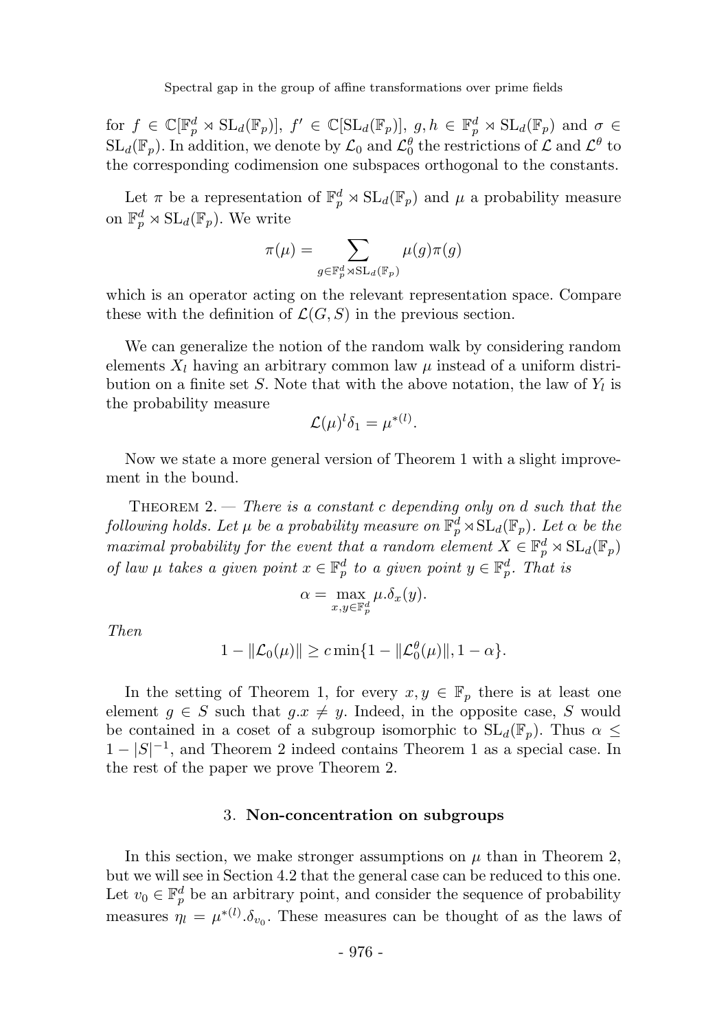for $f \in \mathbb{C}[\mathbb{F}_p^d \rtimes \mathrm{SL}_d(\mathbb{F}_p)]$, $f' \in \mathbb{C}[\mathrm{SL}_d(\mathbb{F}_p)]$, $g, h \in \mathbb{F}_p^d \rtimes \mathrm{SL}_d(\mathbb{F}_p)$ and $\sigma \in \mathrm{SL}_d(\mathbb{F}_p)$. In addition, we denote by $\mathcal{L}_0$ and $\mathcal{L}_0^\theta$ the restrictions of $\mathcal{L}$ and $\mathcal{L}^\theta$ to the corresponding codimension one subspaces orthogonal to the constants.

Let $\pi$ be a representation of $\mathbb{F}_p^d \rtimes \mathrm{SL}_d(\mathbb{F}_p)$ and $\mu$ a probability measure on $\mathbb{F}_p^d \rtimes \mathrm{SL}_d(\mathbb{F}_p)$. We write

$$\pi(\mu) = \sum_{g \in \mathbb{F}_p^d \rtimes \mathrm{SL}_d(\mathbb{F}_p)} \mu(g)\pi(g)$$

which is an operator acting on the relevant representation space. Compare these with the definition of $\mathcal{L}(G, S)$ in the previous section.

We can generalize the notion of the random walk by considering random elements $X_l$ having an arbitrary common law $\mu$ instead of a uniform distribution on a finite set $S$. Note that with the above notation, the law of $Y_l$ is the probability measure

$$\mathcal{L}(\mu)^l \delta_1 = \mu^{*(l)}.$$

Now we state a more general version of Theorem 1 with a slight improvement in the bound.

Theorem 2. — *There is a constant $c$ depending only on $d$ such that the following holds. Let $\mu$ be a probability measure on $\mathbb{F}_p^d \rtimes \mathrm{SL}_d(\mathbb{F}_p)$. Let $\alpha$ be the maximal probability for the event that a random element $X \in \mathbb{F}_p^d \rtimes \mathrm{SL}_d(\mathbb{F}_p)$ of law $\mu$ takes a given point $x \in \mathbb{F}_p^d$ to a given point $y \in \mathbb{F}_p^d$. That is*

$$\alpha = \max_{x, y \in \mathbb{F}_p^d} \mu.\delta_x(y).$$

*Then*

$$1 - \|\mathcal{L}_0(\mu)\| \geq c \min\{1 - \|\mathcal{L}_0^\theta(\mu)\|, 1 - \alpha\}.$$

In the setting of Theorem 1, for every $x, y \in \mathbb{F}_p$ there is at least one element $g \in S$ such that $g.x \neq y$. Indeed, in the opposite case, $S$ would be contained in a coset of a subgroup isomorphic to $\mathrm{SL}_d(\mathbb{F}_p)$. Thus $\alpha \leq 1 - |S|^{-1}$, and Theorem 2 indeed contains Theorem 1 as a special case. In the rest of the paper we prove Theorem 2.

## 3. Non-concentration on subgroups

In this section, we make stronger assumptions on $\mu$ than in Theorem 2, but we will see in Section 4.2 that the general case can be reduced to this one. Let $v_0 \in \mathbb{F}_p^d$ be an arbitrary point, and consider the sequence of probability measures $\eta_l = \mu^{*(l)}.\delta_{v_0}$. These measures can be thought of as the laws of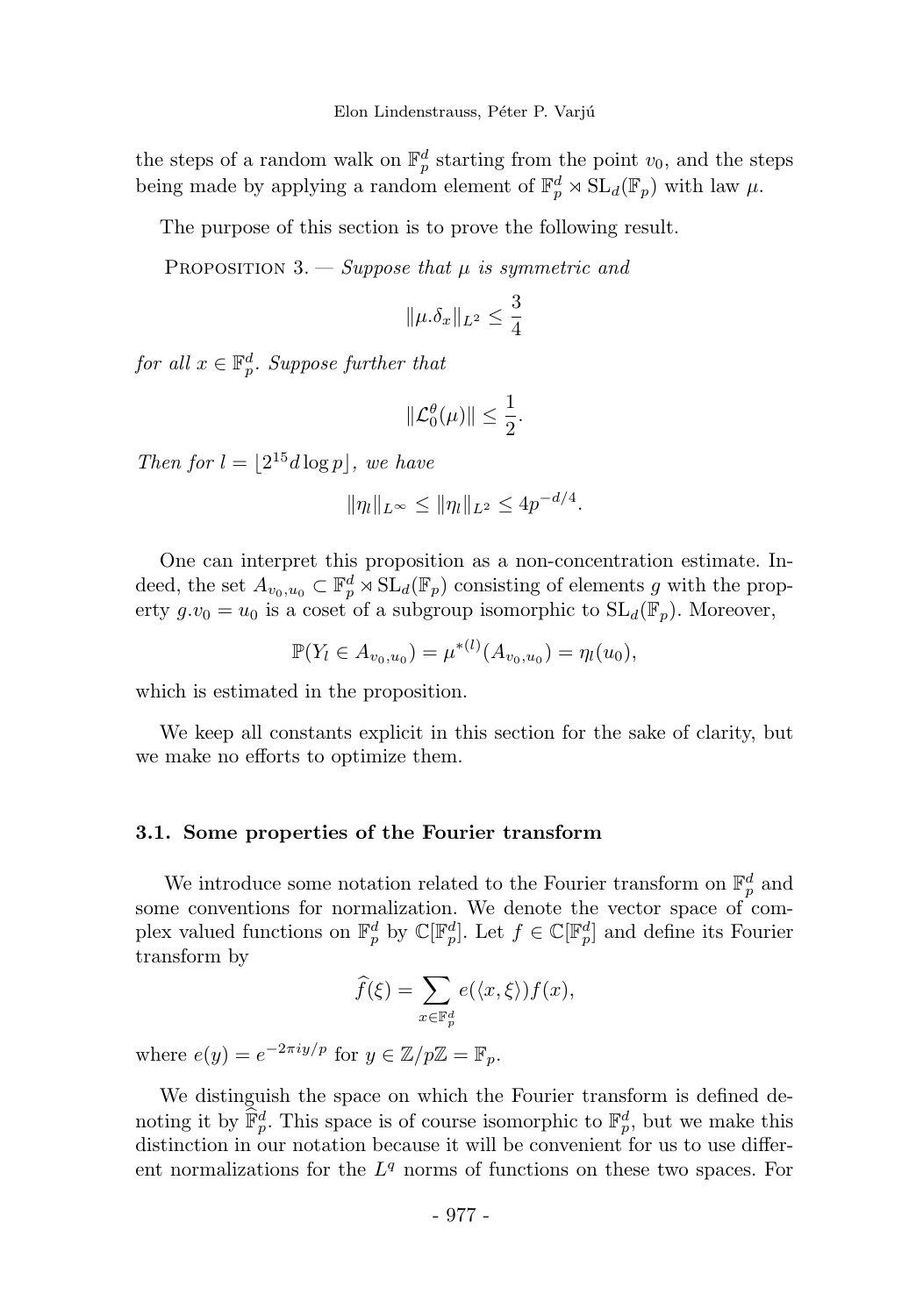the steps of a random walk on $\mathbb{F}_p^d$ starting from the point $v_0$, and the steps being made by applying a random element of $\mathbb{F}_p^d \rtimes \mathrm{SL}_d(\mathbb{F}_p)$ with law $\mu$.

The purpose of this section is to prove the following result.

Proposition 3. — *Suppose that $\mu$ is symmetric and*

$$\|\mu.\delta_x\|_{L^2} \leq \frac{3}{4}$$

*for all $x \in \mathbb{F}_p^d$. Suppose further that*

$$\|\mathcal{L}_0^\theta(\mu)\| \leq \frac{1}{2}.$$

*Then for $l = \lfloor 2^{15} d \log p \rfloor$, we have*

$$\|\eta_l\|_{L^\infty} \leq \|\eta_l\|_{L^2} \leq 4p^{-d/4}.$$

One can interpret this proposition as a non-concentration estimate. Indeed, the set $A_{v_0,u_0} \subset \mathbb{F}_p^d \rtimes \mathrm{SL}_d(\mathbb{F}_p)$ consisting of elements $g$ with the property $g.v_0 = u_0$ is a coset of a subgroup isomorphic to $\mathrm{SL}_d(\mathbb{F}_p)$. Moreover,

$$\mathbb{P}(Y_l \in A_{v_0,u_0}) = \mu^{*(l)}(A_{v_0,u_0}) = \eta_l(u_0),$$

which is estimated in the proposition.

We keep all constants explicit in this section for the sake of clarity, but we make no efforts to optimize them.

### 3.1. Some properties of the Fourier transform

We introduce some notation related to the Fourier transform on $\mathbb{F}_p^d$ and some conventions for normalization. We denote the vector space of complex valued functions on $\mathbb{F}_p^d$ by $\mathbb{C}[\mathbb{F}_p^d]$. Let $f \in \mathbb{C}[\mathbb{F}_p^d]$ and define its Fourier transform by

$$\widehat{f}(\xi) = \sum_{x \in \mathbb{F}_p^d} e(\langle x, \xi \rangle) f(x),$$

where $e(y) = e^{-2\pi i y/p}$ for $y \in \mathbb{Z}/p\mathbb{Z} = \mathbb{F}_p$.

We distinguish the space on which the Fourier transform is defined denoting it by $\widehat{\mathbb{F}}_p^d$. This space is of course isomorphic to $\mathbb{F}_p^d$, but we make this distinction in our notation because it will be convenient for us to use different normalizations for the $L^q$ norms of functions on these two spaces. For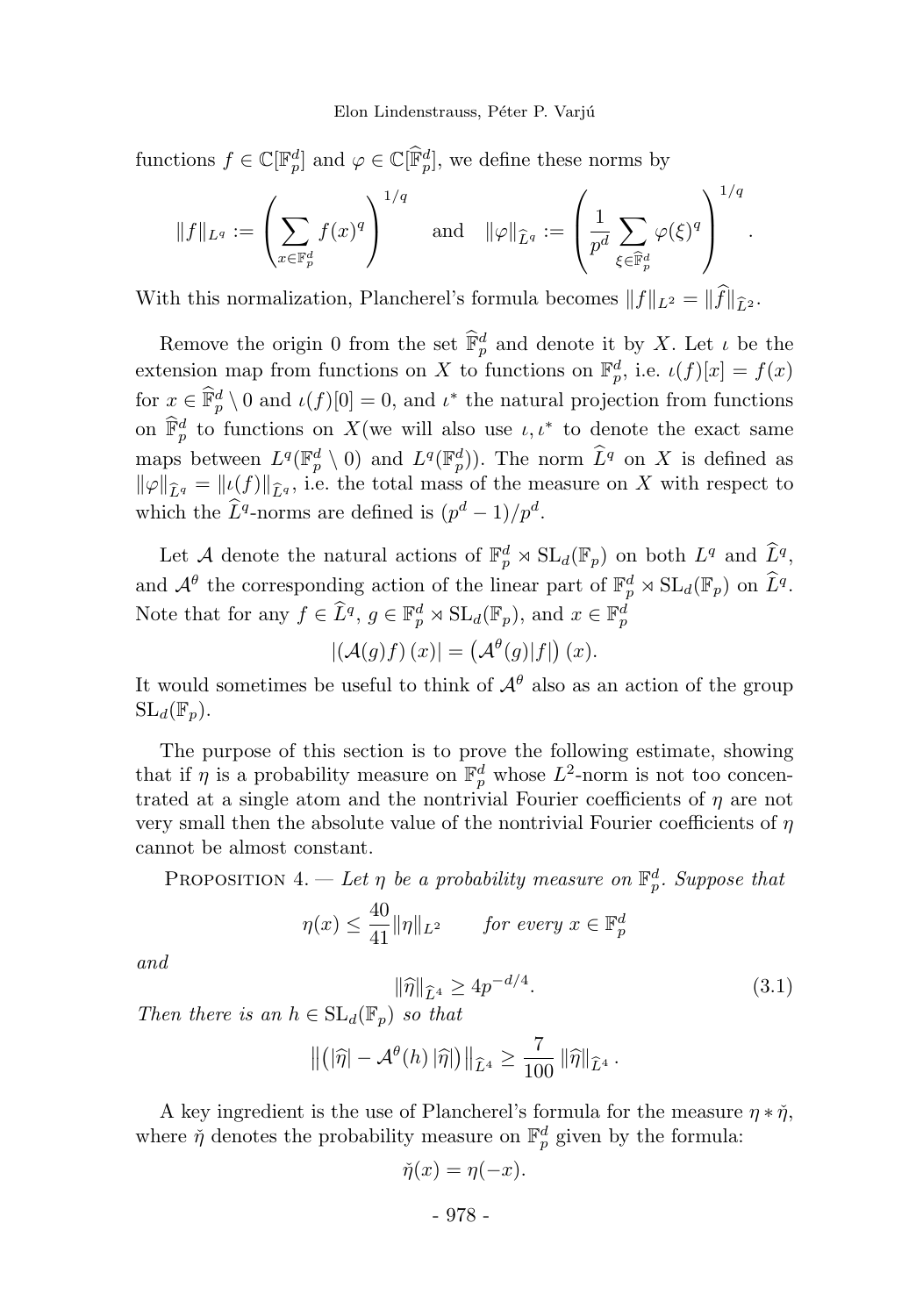functions $f \in \mathbb{C}[\mathbb{F}_p^d]$ and $\varphi \in \mathbb{C}[\widehat{\mathbb{F}}_p^d]$, we define these norms by

$$\|f\|_{L^q} := \left( \sum_{x \in \mathbb{F}_p^d} f(x)^q \right)^{1/q} \quad \text{and} \quad \|\varphi\|_{\widehat{L}^q} := \left( \frac{1}{p^d} \sum_{\xi \in \widehat{\mathbb{F}}_p^d} \varphi(\xi)^q \right)^{1/q}.$$

With this normalization, Plancherel's formula becomes $\|f\|_{L^2} = \|\widehat{f}\|_{\widehat{L}^2}$.

Remove the origin 0 from the set $\widehat{\mathbb{F}}_p^d$ and denote it by $X$. Let $\iota$ be the extension map from functions on $X$ to functions on $\mathbb{F}_p^d$, i.e. $\iota(f)[x] = f(x)$ for $x \in \widehat{\mathbb{F}}_p^d \setminus 0$ and $\iota(f)[0] = 0$, and $\iota^*$ the natural projection from functions on $\widehat{\mathbb{F}}_p^d$ to functions on $X$(we will also use $\iota, \iota^*$ to denote the exact same maps between $L^q(\mathbb{F}_p^d \setminus 0)$ and $L^q(\mathbb{F}_p^d)$). The norm $\widehat{L}^q$ on $X$ is defined as $\|\varphi\|_{\widehat{L}^q} = \|\iota(f)\|_{\widehat{L}^q}$, i.e. the total mass of the measure on $X$ with respect to which the $\widehat{L}^q$-norms are defined is $(p^d - 1)/p^d$.

Let $\mathcal{A}$ denote the natural actions of $\mathbb{F}_p^d \rtimes \mathrm{SL}_d(\mathbb{F}_p)$ on both $L^q$ and $\widehat{L}^q$, and $\mathcal{A}^\theta$ the corresponding action of the linear part of $\mathbb{F}_p^d \rtimes \mathrm{SL}_d(\mathbb{F}_p)$ on $\widehat{L}^q$. Note that for any $f \in \widehat{L}^q$, $g \in \mathbb{F}_p^d \rtimes \mathrm{SL}_d(\mathbb{F}_p)$, and $x \in \mathbb{F}_p^d$

$$|(\mathcal{A}(g) f)(x)| = \left(\mathcal{A}^\theta(g)|f|\right)(x).$$

It would sometimes be useful to think of $\mathcal{A}^\theta$ also as an action of the group $\mathrm{SL}_d(\mathbb{F}_p)$.

The purpose of this section is to prove the following estimate, showing that if $\eta$ is a probability measure on $\mathbb{F}_p^d$ whose $L^2$-norm is not too concentrated at a single atom and the nontrivial Fourier coefficients of $\eta$ are not very small then the absolute value of the nontrivial Fourier coefficients of $\eta$ cannot be almost constant.

Proposition 4. — *Let $\eta$ be a probability measure on $\mathbb{F}_p^d$. Suppose that*

$$\eta(x) \le \frac{40}{41} \|\eta\|_{L^2} \qquad \textit{for every } x \in \mathbb{F}_p^d$$

*and*

$$\|\widehat{\eta}\|_{\widehat{L}^4} \ge 4p^{-d/4}. \tag{3.1}$$

*Then there is an $h \in \mathrm{SL}_d(\mathbb{F}_p)$ so that*

$$\left\| \left( |\widehat{\eta}| - \mathcal{A}^\theta(h) \, |\widehat{\eta}| \right) \right\|_{\widehat{L}^4} \ge \frac{7}{100} \, \|\widehat{\eta}\|_{\widehat{L}^4}.$$

A key ingredient is the use of Plancherel's formula for the measure $\eta * \check{\eta}$, where $\check{\eta}$ denotes the probability measure on $\mathbb{F}_p^d$ given by the formula:

$$\check{\eta}(x) = \eta(-x).$$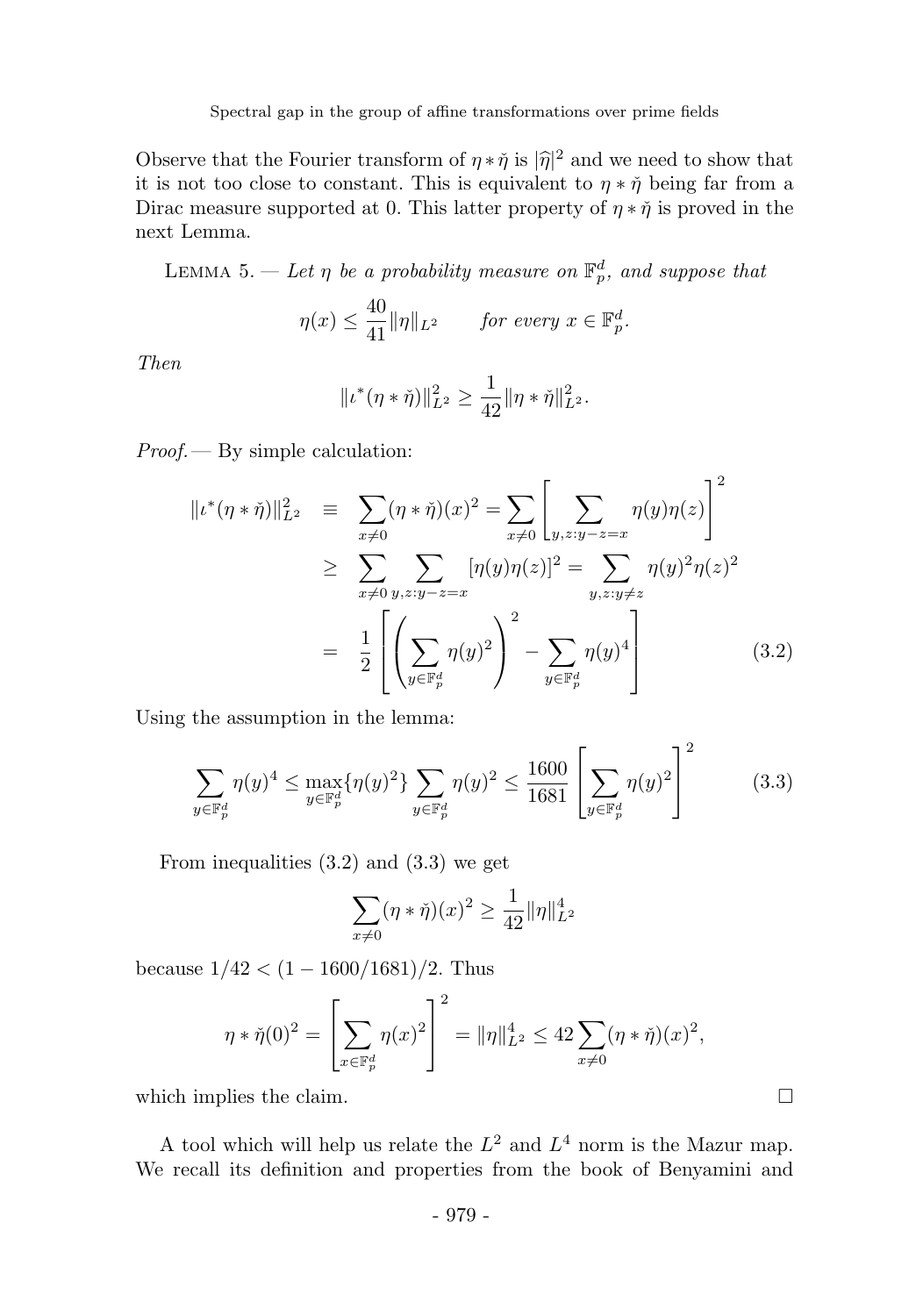Observe that the Fourier transform of $\eta * \check{\eta}$ is $|\widehat{\eta}|^2$ and we need to show that it is not too close to constant. This is equivalent to $\eta * \check{\eta}$ being far from a Dirac measure supported at 0. This latter property of $\eta * \check{\eta}$ is proved in the next Lemma.

Lemma 5. — *Let $\eta$ be a probability measure on $\mathbb{F}_p^d$, and suppose that*

$$\eta(x) \le \frac{40}{41}\|\eta\|_{L^2} \qquad \text{for every } x \in \mathbb{F}_p^d.$$

*Then*

$$\|\iota^*(\eta * \check{\eta})\|_{L^2}^2 \ge \frac{1}{42}\|\eta * \check{\eta}\|_{L^2}^2.$$

*Proof.* — By simple calculation:

$$\begin{aligned}
\|\iota^*(\eta * \check{\eta})\|_{L^2}^2 &\equiv \sum_{x \neq 0} (\eta * \check{\eta})(x)^2 = \sum_{x \neq 0} \left[\sum_{y,z: y-z=x} \eta(y)\eta(z)\right]^2 \\
&\ge \sum_{x \neq 0} \sum_{y,z: y-z=x} [\eta(y)\eta(z)]^2 = \sum_{y,z: y \neq z} \eta(y)^2 \eta(z)^2 \\
&= \frac{1}{2}\left[\left(\sum_{y \in \mathbb{F}_p^d} \eta(y)^2\right)^2 - \sum_{y \in \mathbb{F}_p^d} \eta(y)^4\right] \qquad (3.2)
\end{aligned}$$

Using the assumption in the lemma:

$$\sum_{y \in \mathbb{F}_p^d} \eta(y)^4 \le \max_{y \in \mathbb{F}_p^d}\{\eta(y)^2\} \sum_{y \in \mathbb{F}_p^d} \eta(y)^2 \le \frac{1600}{1681}\left[\sum_{y \in \mathbb{F}_p^d} \eta(y)^2\right]^2 \qquad (3.3)$$

From inequalities (3.2) and (3.3) we get

$$\sum_{x \neq 0} (\eta * \check{\eta})(x)^2 \ge \frac{1}{42}\|\eta\|_{L^2}^4$$

because $1/42 < (1 - 1600/1681)/2$. Thus

$$\eta * \check{\eta}(0)^2 = \left[\sum_{x \in \mathbb{F}_p^d} \eta(x)^2\right]^2 = \|\eta\|_{L^2}^4 \le 42 \sum_{x \neq 0} (\eta * \check{\eta})(x)^2,$$

which implies the claim. □

A tool which will help us relate the $L^2$ and $L^4$ norm is the Mazur map. We recall its definition and properties from the book of Benyamini and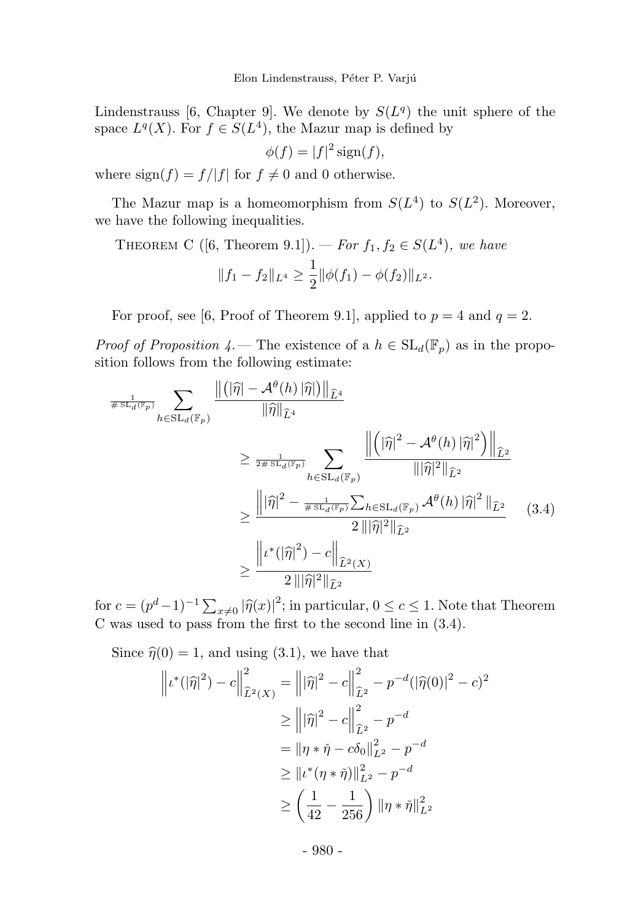Lindenstrauss [6, Chapter 9]. We denote by $S(L^q)$ the unit sphere of the space $L^q(X)$. For $f \in S(L^4)$, the Mazur map is defined by

$$\phi(f) = |f|^2 \operatorname{sign}(f),$$

where $\operatorname{sign}(f) = f/|f|$ for $f \neq 0$ and 0 otherwise.

The Mazur map is a homeomorphism from $S(L^4)$ to $S(L^2)$. Moreover, we have the following inequalities.

Theorem C ([6, Theorem 9.1]). — *For $f_1, f_2 \in S(L^4)$, we have*

$$\|f_1 - f_2\|_{L^4} \geq \frac{1}{2}\|\phi(f_1) - \phi(f_2)\|_{L^2}.$$

For proof, see [6, Proof of Theorem 9.1], applied to $p = 4$ and $q = 2$.

*Proof of Proposition 4.* — The existence of a $h \in \mathrm{SL}_d(\mathbb{F}_p)$ as in the proposition follows from the following estimate:

$$\begin{aligned}
\tfrac{1}{\# \mathrm{SL}_d(\mathbb{F}_p)} \sum_{h \in \mathrm{SL}_d(\mathbb{F}_p)} & \frac{\left\| \left( |\widehat{\eta}| - \mathcal{A}^\theta(h)\, |\widehat{\eta}| \right) \right\|_{\widehat{L}^4}}{\|\widehat{\eta}\|_{\widehat{L}^4}} \\
&\geq \tfrac{1}{2\# \mathrm{SL}_d(\mathbb{F}_p)} \sum_{h \in \mathrm{SL}_d(\mathbb{F}_p)} \frac{\left\| \left( |\widehat{\eta}|^2 - \mathcal{A}^\theta(h)\, |\widehat{\eta}|^2 \right) \right\|_{\widehat{L}^2}}{\| |\widehat{\eta}|^2 \|_{\widehat{L}^2}} \\
&\geq \frac{\left\| |\widehat{\eta}|^2 - \tfrac{1}{\# \mathrm{SL}_d(\mathbb{F}_p)} \sum_{h \in \mathrm{SL}_d(\mathbb{F}_p)} \mathcal{A}^\theta(h)\, |\widehat{\eta}|^2 \right\|_{\widehat{L}^2}}{2\, \| |\widehat{\eta}|^2 \|_{\widehat{L}^2}} \qquad (3.4) \\
&\geq \frac{\left\| \iota^*(|\widehat{\eta}|^2) - c \right\|_{\widehat{L}^2(X)}}{2\, \| |\widehat{\eta}|^2 \|_{\widehat{L}^2}}
\end{aligned}$$

for $c = (p^d - 1)^{-1} \sum_{x \neq 0} |\widehat{\eta}(x)|^2$; in particular, $0 \leq c \leq 1$. Note that Theorem C was used to pass from the first to the second line in (3.4).

Since $\widehat{\eta}(0) = 1$, and using (3.1), we have that

$$\begin{aligned}
\left\| \iota^*(|\widehat{\eta}|^2) - c \right\|^2_{\widehat{L}^2(X)} &= \left\| |\widehat{\eta}|^2 - c \right\|^2_{\widehat{L}^2} - p^{-d}(|\widehat{\eta}(0)|^2 - c)^2 \\
&\geq \left\| |\widehat{\eta}|^2 - c \right\|^2_{\widehat{L}^2} - p^{-d} \\
&= \| \eta * \check{\eta} - c\delta_0 \|^2_{L^2} - p^{-d} \\
&\geq \| \iota^*(\eta * \check{\eta}) \|^2_{L^2} - p^{-d} \\
&\geq \left( \frac{1}{42} - \frac{1}{256} \right) \| \eta * \check{\eta} \|^2_{L^2}
\end{aligned}$$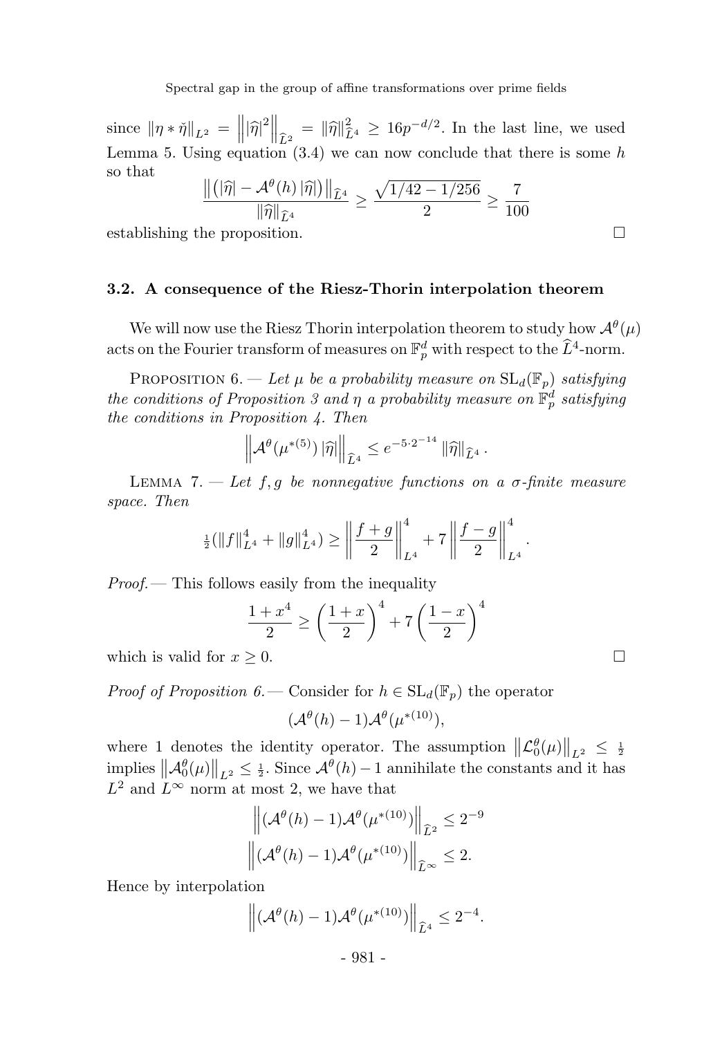since $\|\eta * \check{\eta}\|_{L^2} = \left\||\widehat{\eta}|^2\right\|_{\widehat{L}^2} = \|\widehat{\eta}\|_{\widehat{L}^4}^2 \geq 16p^{-d/2}$. In the last line, we used Lemma 5. Using equation (3.4) we can now conclude that there is some $h$ so that

$$\frac{\left\|\left(|\widehat{\eta}| - \mathcal{A}^\theta(h)\,|\widehat{\eta}|\right)\right\|_{\widehat{L}^4}}{\|\widehat{\eta}\|_{\widehat{L}^4}} \geq \frac{\sqrt{1/42 - 1/256}}{2} \geq \frac{7}{100}$$

establishing the proposition. □

### 3.2. A consequence of the Riesz-Thorin interpolation theorem

We will now use the Riesz Thorin interpolation theorem to study how $\mathcal{A}^\theta(\mu)$ acts on the Fourier transform of measures on $\mathbb{F}_p^d$ with respect to the $\widehat{L}^4$-norm.

Proposition 6. — *Let $\mu$ be a probability measure on $\mathrm{SL}_d(\mathbb{F}_p)$ satisfying the conditions of Proposition 3 and $\eta$ a probability measure on $\mathbb{F}_p^d$ satisfying the conditions in Proposition 4. Then*

$$\left\|\mathcal{A}^\theta(\mu^{*(5)})\,|\widehat{\eta}|\right\|_{\widehat{L}^4} \leq e^{-5\cdot 2^{-14}}\,\|\widehat{\eta}\|_{\widehat{L}^4}.$$

Lemma 7. — *Let $f, g$ be nonnegative functions on a $\sigma$-finite measure space. Then*

$$\tfrac{1}{2}(\|f\|_{L^4}^4 + \|g\|_{L^4}^4) \geq \left\|\frac{f+g}{2}\right\|_{L^4}^4 + 7\left\|\frac{f-g}{2}\right\|_{L^4}^4.$$

*Proof.* — This follows easily from the inequality

$$\frac{1+x^4}{2} \geq \left(\frac{1+x}{2}\right)^4 + 7\left(\frac{1-x}{2}\right)^4$$

which is valid for $x \geq 0$. □

*Proof of Proposition 6.* — Consider for $h \in \mathrm{SL}_d(\mathbb{F}_p)$ the operator

$$(\mathcal{A}^\theta(h) - 1)\mathcal{A}^\theta(\mu^{*(10)}),$$

where 1 denotes the identity operator. The assumption $\left\|\mathcal{L}_0^\theta(\mu)\right\|_{L^2} \leq \frac{1}{2}$ implies $\left\|\mathcal{A}_0^\theta(\mu)\right\|_{L^2} \leq \frac{1}{2}$. Since $\mathcal{A}^\theta(h) - 1$ annihilate the constants and it has $L^2$ and $L^\infty$ norm at most 2, we have that

$$\left\|(\mathcal{A}^\theta(h) - 1)\mathcal{A}^\theta(\mu^{*(10)})\right\|_{\widehat{L}^2} \leq 2^{-9}$$
$$\left\|(\mathcal{A}^\theta(h) - 1)\mathcal{A}^\theta(\mu^{*(10)})\right\|_{\widehat{L}^\infty} \leq 2.$$

Hence by interpolation

$$\left\|(\mathcal{A}^\theta(h) - 1)\mathcal{A}^\theta(\mu^{*(10)})\right\|_{\widehat{L}^4} \leq 2^{-4}.$$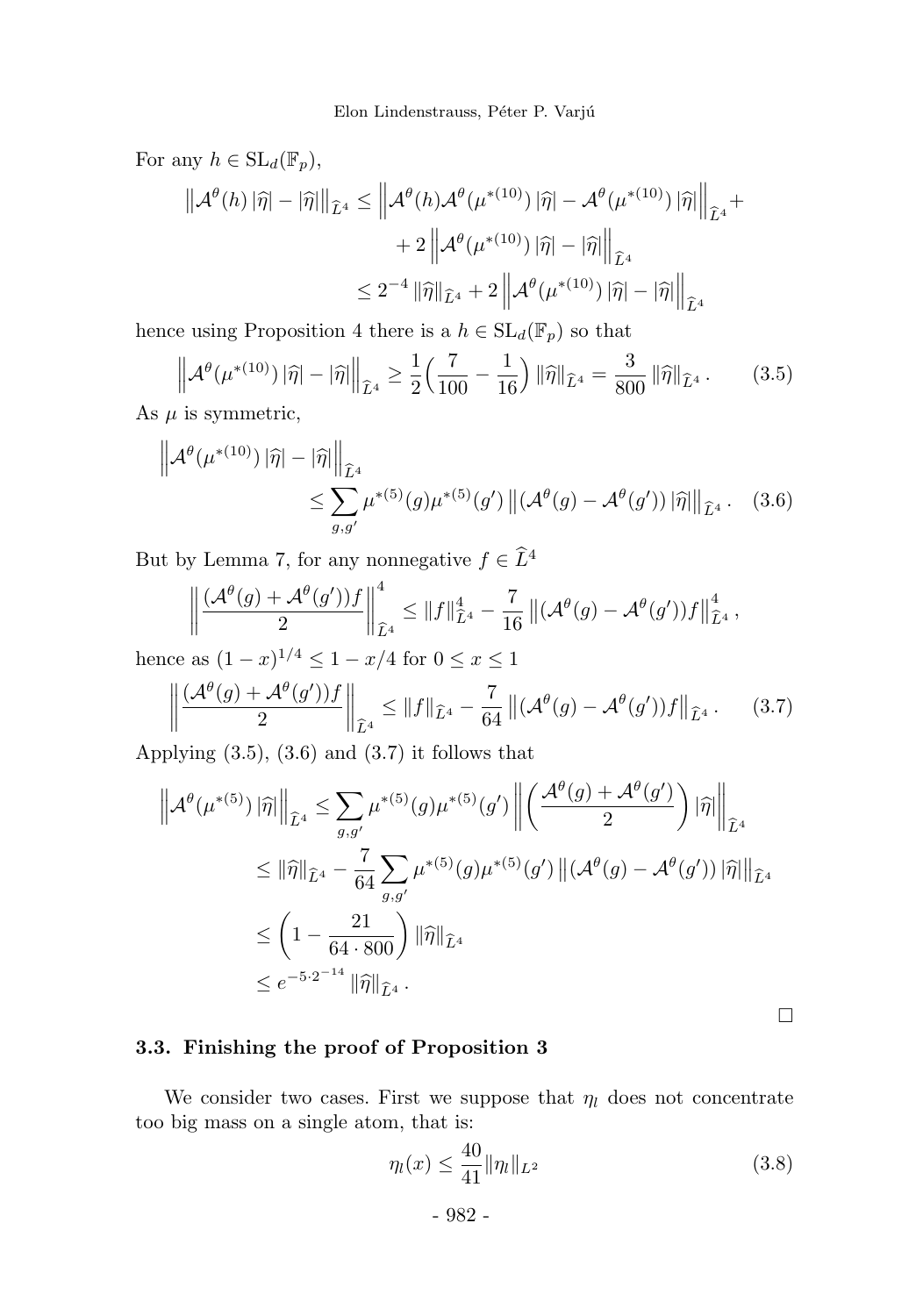For any $h \in \mathrm{SL}_d(\mathbb{F}_p)$,

$$
\begin{aligned}
\left\| \mathcal{A}^\theta(h)\,|\widehat{\eta}| - |\widehat{\eta}| \right\|_{\widehat{L}^4} &\leq \left\| \mathcal{A}^\theta(h)\mathcal{A}^\theta(\mu^{*(10)})\,|\widehat{\eta}| - \mathcal{A}^\theta(\mu^{*(10)})\,|\widehat{\eta}| \right\|_{\widehat{L}^4} + \\
&\quad + 2\left\| \mathcal{A}^\theta(\mu^{*(10)})\,|\widehat{\eta}| - |\widehat{\eta}| \right\|_{\widehat{L}^4} \\
&\leq 2^{-4}\,\|\widehat{\eta}\|_{\widehat{L}^4} + 2\left\| \mathcal{A}^\theta(\mu^{*(10)})\,|\widehat{\eta}| - |\widehat{\eta}| \right\|_{\widehat{L}^4}
\end{aligned}
$$

hence using Proposition 4 there is a $h \in \mathrm{SL}_d(\mathbb{F}_p)$ so that

$$
\left\| \mathcal{A}^\theta(\mu^{*(10)})\,|\widehat{\eta}| - |\widehat{\eta}| \right\|_{\widehat{L}^4} \geq \frac{1}{2}\Big(\frac{7}{100} - \frac{1}{16}\Big)\,\|\widehat{\eta}\|_{\widehat{L}^4} = \frac{3}{800}\,\|\widehat{\eta}\|_{\widehat{L}^4}. \tag{3.5}
$$

As $\mu$ is symmetric,

$$
\begin{aligned}
&\left\| \mathcal{A}^\theta(\mu^{*(10)})\,|\widehat{\eta}| - |\widehat{\eta}| \right\|_{\widehat{L}^4} \\
&\qquad\qquad \leq \sum_{g,g'} \mu^{*(5)}(g)\mu^{*(5)}(g')\,\left\| (\mathcal{A}^\theta(g) - \mathcal{A}^\theta(g'))\,|\widehat{\eta}| \right\|_{\widehat{L}^4}. 
\end{aligned}
\tag{3.6}
$$

But by Lemma 7, for any nonnegative $f \in \widehat{L}^4$

$$
\left\| \frac{(\mathcal{A}^\theta(g) + \mathcal{A}^\theta(g'))f}{2} \right\|_{\widehat{L}^4}^4 \leq \|f\|_{\widehat{L}^4}^4 - \frac{7}{16}\,\left\| (\mathcal{A}^\theta(g) - \mathcal{A}^\theta(g'))f \right\|_{\widehat{L}^4}^4,
$$

hence as $(1-x)^{1/4} \leq 1 - x/4$ for $0 \leq x \leq 1$

$$
\left\| \frac{(\mathcal{A}^\theta(g) + \mathcal{A}^\theta(g'))f}{2} \right\|_{\widehat{L}^4} \leq \|f\|_{\widehat{L}^4} - \frac{7}{64}\,\left\| (\mathcal{A}^\theta(g) - \mathcal{A}^\theta(g'))f \right\|_{\widehat{L}^4}. \tag{3.7}
$$

Applying (3.5), (3.6) and (3.7) it follows that

$$
\begin{aligned}
\left\| \mathcal{A}^\theta(\mu^{*(5)})\,|\widehat{\eta}| \right\|_{\widehat{L}^4} &\leq \sum_{g,g'} \mu^{*(5)}(g)\mu^{*(5)}(g')\left\| \left( \frac{\mathcal{A}^\theta(g) + \mathcal{A}^\theta(g')}{2} \right)|\widehat{\eta}| \right\|_{\widehat{L}^4} \\
&\leq \|\widehat{\eta}\|_{\widehat{L}^4} - \frac{7}{64}\sum_{g,g'} \mu^{*(5)}(g)\mu^{*(5)}(g')\,\left\| (\mathcal{A}^\theta(g) - \mathcal{A}^\theta(g'))\,|\widehat{\eta}| \right\|_{\widehat{L}^4} \\
&\leq \left( 1 - \frac{21}{64 \cdot 800} \right)\|\widehat{\eta}\|_{\widehat{L}^4} \\
&\leq e^{-5 \cdot 2^{-14}}\,\|\widehat{\eta}\|_{\widehat{L}^4}.
\end{aligned}
$$

□

### 3.3. Finishing the proof of Proposition 3

We consider two cases. First we suppose that $\eta_l$ does not concentrate too big mass on a single atom, that is:

$$
\eta_l(x) \leq \frac{40}{41}\|\eta_l\|_{L^2} \tag{3.8}
$$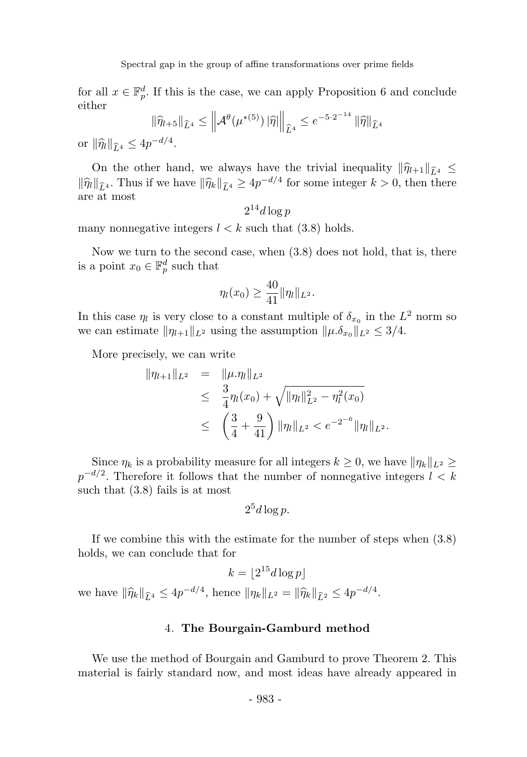for all $x \in \mathbb{F}_p^d$. If this is the case, we can apply Proposition 6 and conclude either

$$\|\widehat{\eta}_{l+5}\|_{\widehat{L}^4} \leq \left\| \mathcal{A}^{\theta}(\mu^{*(5)}) \, |\widehat{\eta}| \right\|_{\widehat{L}^4} \leq e^{-5 \cdot 2^{-14}} \|\widehat{\eta}\|_{\widehat{L}^4}$$

or $\|\widehat{\eta}_l\|_{\widehat{L}^4} \leq 4p^{-d/4}$.

On the other hand, we always have the trivial inequality $\|\widehat{\eta}_{l+1}\|_{\widehat{L}^4} \leq \|\widehat{\eta}_l\|_{\widehat{L}^4}$. Thus if we have $\|\widehat{\eta}_k\|_{\widehat{L}^4} \geq 4p^{-d/4}$ for some integer $k > 0$, then there are at most

$$2^{14} d \log p$$

many nonnegative integers $l < k$ such that (3.8) holds.

Now we turn to the second case, when (3.8) does not hold, that is, there is a point $x_0 \in \mathbb{F}_p^d$ such that

$$\eta_l(x_0) \geq \frac{40}{41} \|\eta_l\|_{L^2}.$$

In this case $\eta_l$ is very close to a constant multiple of $\delta_{x_0}$ in the $L^2$ norm so we can estimate $\|\eta_{l+1}\|_{L^2}$ using the assumption $\|\mu.\delta_{x_0}\|_{L^2} \leq 3/4$.

More precisely, we can write

$$\begin{aligned}
\|\eta_{l+1}\|_{L^2} &= \|\mu.\eta_l\|_{L^2} \\
&\leq \frac{3}{4}\eta_l(x_0) + \sqrt{\|\eta_l\|_{L^2}^2 - \eta_l^2(x_0)} \\
&\leq \left(\frac{3}{4} + \frac{9}{41}\right) \|\eta_l\|_{L^2} < e^{-2^{-6}} \|\eta_l\|_{L^2}.
\end{aligned}$$

Since $\eta_k$ is a probability measure for all integers $k \geq 0$, we have $\|\eta_k\|_{L^2} \geq p^{-d/2}$. Therefore it follows that the number of nonnegative integers $l < k$ such that (3.8) fails is at most

$$2^5 d \log p.$$

If we combine this with the estimate for the number of steps when (3.8) holds, we can conclude that for

$$k = \lfloor 2^{15} d \log p \rfloor$$

we have $\|\widehat{\eta}_k\|_{\widehat{L}^4} \leq 4p^{-d/4}$, hence $\|\eta_k\|_{L^2} = \|\widehat{\eta}_k\|_{\widehat{L}^2} \leq 4p^{-d/4}$.

## 4. The Bourgain-Gamburd method

We use the method of Bourgain and Gamburd to prove Theorem 2. This material is fairly standard now, and most ideas have already appeared in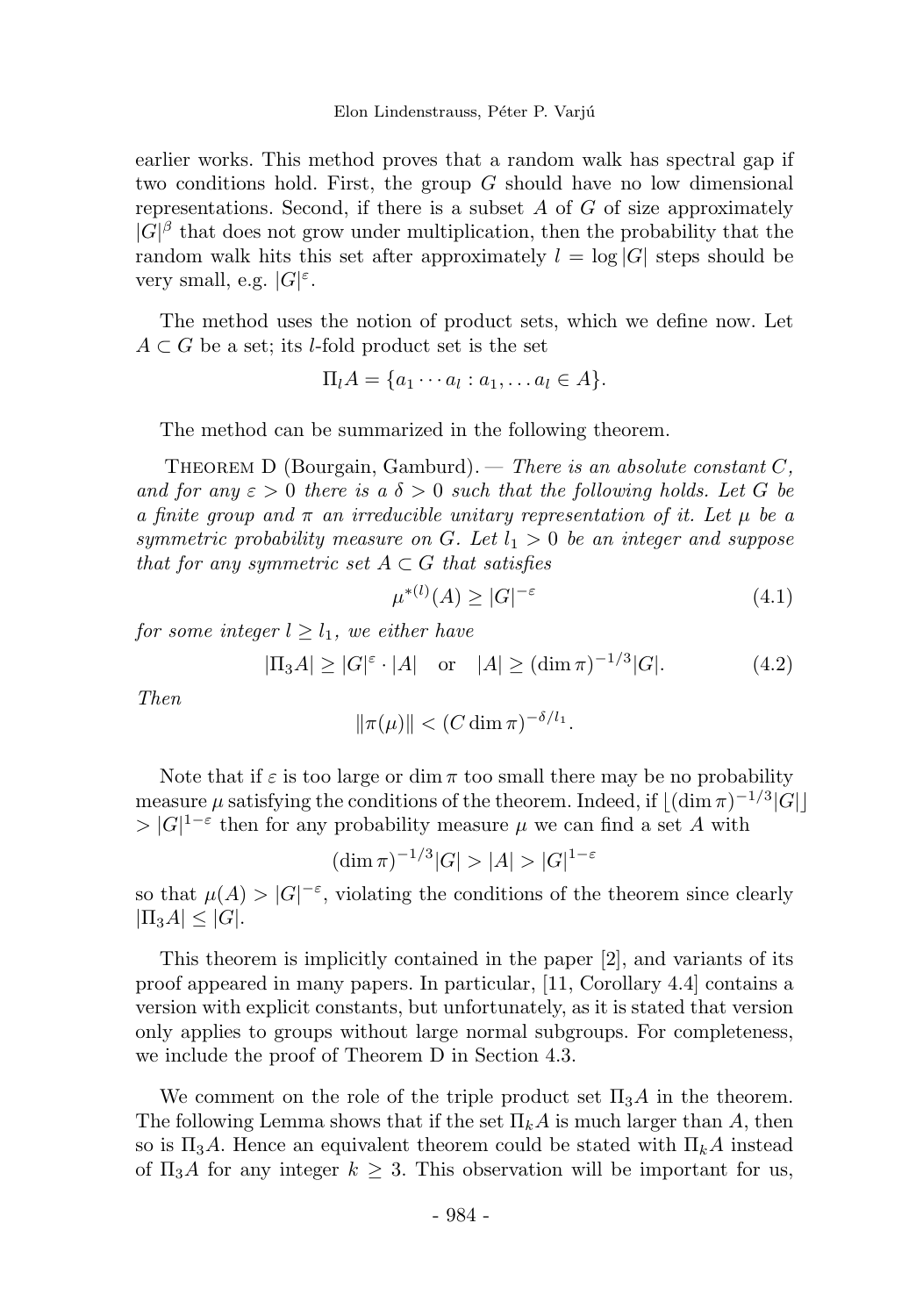earlier works. This method proves that a random walk has spectral gap if two conditions hold. First, the group $G$ should have no low dimensional representations. Second, if there is a subset $A$ of $G$ of size approximately $|G|^\beta$ that does not grow under multiplication, then the probability that the random walk hits this set after approximately $l = \log|G|$ steps should be very small, e.g. $|G|^\varepsilon$.

The method uses the notion of product sets, which we define now. Let $A \subset G$ be a set; its $l$-fold product set is the set

$$\Pi_l A = \{a_1 \cdots a_l : a_1, \ldots a_l \in A\}.$$

The method can be summarized in the following theorem.

Theorem D (Bourgain, Gamburd). — *There is an absolute constant $C$, and for any $\varepsilon > 0$ there is a $\delta > 0$ such that the following holds. Let $G$ be a finite group and $\pi$ an irreducible unitary representation of it. Let $\mu$ be a symmetric probability measure on $G$. Let $l_1 > 0$ be an integer and suppose that for any symmetric set $A \subset G$ that satisfies*

$$\mu^{*(l)}(A) \geq |G|^{-\varepsilon} \tag{4.1}$$

*for some integer $l \geq l_1$, we either have*

$$|\Pi_3 A| \geq |G|^\varepsilon \cdot |A| \quad \text{or} \quad |A| \geq (\dim \pi)^{-1/3}|G|. \tag{4.2}$$

*Then*

$$\|\pi(\mu)\| < (C \dim \pi)^{-\delta/l_1}.$$

Note that if $\varepsilon$ is too large or $\dim \pi$ too small there may be no probability measure $\mu$ satisfying the conditions of the theorem. Indeed, if $\lfloor (\dim \pi)^{-1/3}|G| \rfloor > |G|^{1-\varepsilon}$ then for any probability measure $\mu$ we can find a set $A$ with

$$(\dim \pi)^{-1/3}|G| > |A| > |G|^{1-\varepsilon}$$

so that $\mu(A) > |G|^{-\varepsilon}$, violating the conditions of the theorem since clearly $|\Pi_3 A| \leq |G|$.

This theorem is implicitly contained in the paper [2], and variants of its proof appeared in many papers. In particular, [11, Corollary 4.4] contains a version with explicit constants, but unfortunately, as it is stated that version only applies to groups without large normal subgroups. For completeness, we include the proof of Theorem D in Section 4.3.

We comment on the role of the triple product set $\Pi_3 A$ in the theorem. The following Lemma shows that if the set $\Pi_k A$ is much larger than $A$, then so is $\Pi_3 A$. Hence an equivalent theorem could be stated with $\Pi_k A$ instead of $\Pi_3 A$ for any integer $k \geq 3$. This observation will be important for us,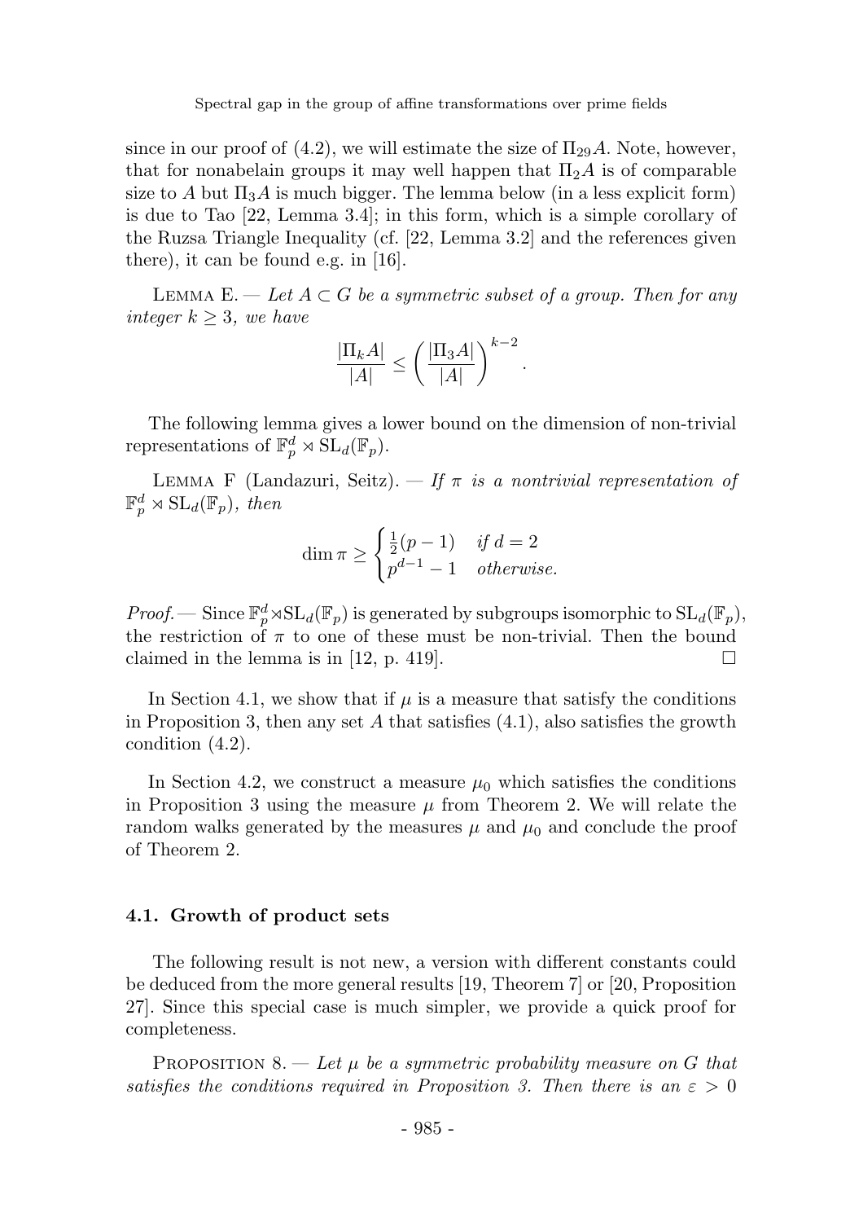since in our proof of (4.2), we will estimate the size of $\Pi_{29}A$. Note, however, that for nonabelain groups it may well happen that $\Pi_2 A$ is of comparable size to $A$ but $\Pi_3 A$ is much bigger. The lemma below (in a less explicit form) is due to Tao [22, Lemma 3.4]; in this form, which is a simple corollary of the Ruzsa Triangle Inequality (cf. [22, Lemma 3.2] and the references given there), it can be found e.g. in [16].

Lemma E. — *Let $A \subset G$ be a symmetric subset of a group. Then for any integer $k \geq 3$, we have*

$$\frac{|\Pi_k A|}{|A|} \leq \left(\frac{|\Pi_3 A|}{|A|}\right)^{k-2}.$$

The following lemma gives a lower bound on the dimension of non-trivial representations of $\mathbb{F}_p^d \rtimes \mathrm{SL}_d(\mathbb{F}_p)$.

Lemma F (Landazuri, Seitz). — *If $\pi$ is a nontrivial representation of $\mathbb{F}_p^d \rtimes \mathrm{SL}_d(\mathbb{F}_p)$, then*

$$\dim \pi \geq \begin{cases} \frac{1}{2}(p-1) & \text{if } d = 2 \\ p^{d-1} - 1 & \text{otherwise.} \end{cases}$$

*Proof.* — Since $\mathbb{F}_p^d \rtimes \mathrm{SL}_d(\mathbb{F}_p)$ is generated by subgroups isomorphic to $\mathrm{SL}_d(\mathbb{F}_p)$, the restriction of $\pi$ to one of these must be non-trivial. Then the bound claimed in the lemma is in [12, p. 419]. □

In Section 4.1, we show that if $\mu$ is a measure that satisfy the conditions in Proposition 3, then any set $A$ that satisfies (4.1), also satisfies the growth condition (4.2).

In Section 4.2, we construct a measure $\mu_0$ which satisfies the conditions in Proposition 3 using the measure $\mu$ from Theorem 2. We will relate the random walks generated by the measures $\mu$ and $\mu_0$ and conclude the proof of Theorem 2.

### 4.1. Growth of product sets

The following result is not new, a version with different constants could be deduced from the more general results [19, Theorem 7] or [20, Proposition 27]. Since this special case is much simpler, we provide a quick proof for completeness.

Proposition 8. — *Let $\mu$ be a symmetric probability measure on $G$ that satisfies the conditions required in Proposition 3. Then there is an $\varepsilon > 0$*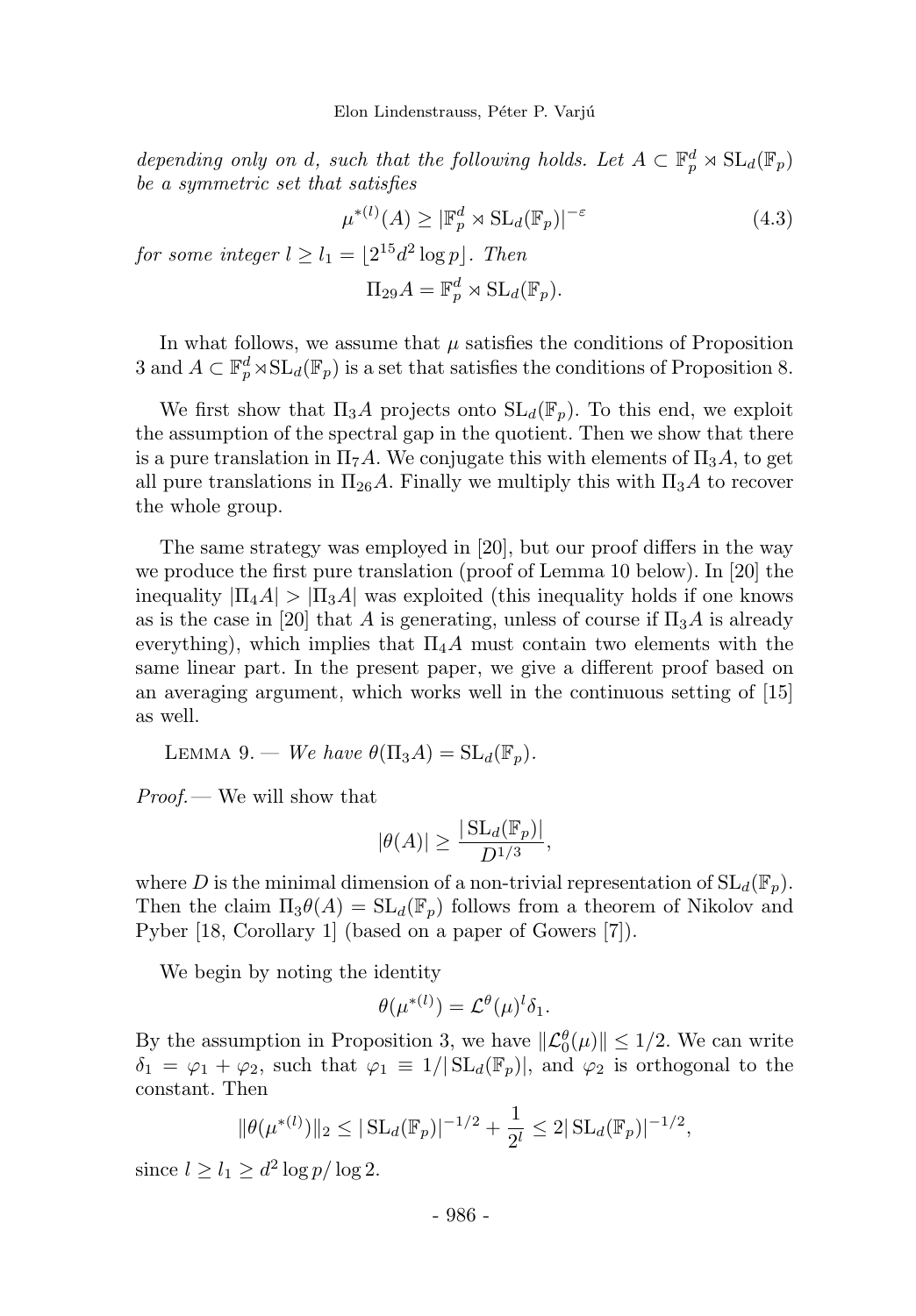*depending only on d, such that the following holds. Let $A \subset \mathbb{F}_p^d \rtimes \mathrm{SL}_d(\mathbb{F}_p)$ be a symmetric set that satisfies*

$$\mu^{*(l)}(A) \geq |\mathbb{F}_p^d \rtimes \mathrm{SL}_d(\mathbb{F}_p)|^{-\varepsilon} \tag{4.3}$$

*for some integer $l \geq l_1 = \lfloor 2^{15} d^2 \log p \rfloor$. Then*

$$\Pi_{29} A = \mathbb{F}_p^d \rtimes \mathrm{SL}_d(\mathbb{F}_p).$$

In what follows, we assume that $\mu$ satisfies the conditions of Proposition 3 and $A \subset \mathbb{F}_p^d \rtimes \mathrm{SL}_d(\mathbb{F}_p)$ is a set that satisfies the conditions of Proposition 8.

We first show that $\Pi_3 A$ projects onto $\mathrm{SL}_d(\mathbb{F}_p)$. To this end, we exploit the assumption of the spectral gap in the quotient. Then we show that there is a pure translation in $\Pi_7 A$. We conjugate this with elements of $\Pi_3 A$, to get all pure translations in $\Pi_{26} A$. Finally we multiply this with $\Pi_3 A$ to recover the whole group.

The same strategy was employed in [20], but our proof differs in the way we produce the first pure translation (proof of Lemma 10 below). In [20] the inequality $|\Pi_4 A| > |\Pi_3 A|$ was exploited (this inequality holds if one knows as is the case in [20] that $A$ is generating, unless of course if $\Pi_3 A$ is already everything), which implies that $\Pi_4 A$ must contain two elements with the same linear part. In the present paper, we give a different proof based on an averaging argument, which works well in the continuous setting of [15] as well.

Lemma 9. — *We have $\theta(\Pi_3 A) = \mathrm{SL}_d(\mathbb{F}_p)$.*

*Proof.* — We will show that

$$|\theta(A)| \geq \frac{|\mathrm{SL}_d(\mathbb{F}_p)|}{D^{1/3}},$$

where $D$ is the minimal dimension of a non-trivial representation of $\mathrm{SL}_d(\mathbb{F}_p)$. Then the claim $\Pi_3 \theta(A) = \mathrm{SL}_d(\mathbb{F}_p)$ follows from a theorem of Nikolov and Pyber [18, Corollary 1] (based on a paper of Gowers [7]).

We begin by noting the identity

$$\theta(\mu^{*(l)}) = \mathcal{L}^\theta(\mu)^l \delta_1.$$

By the assumption in Proposition 3, we have $\|\mathcal{L}_0^\theta(\mu)\| \leq 1/2$. We can write $\delta_1 = \varphi_1 + \varphi_2$, such that $\varphi_1 \equiv 1/|\mathrm{SL}_d(\mathbb{F}_p)|$, and $\varphi_2$ is orthogonal to the constant. Then

$$\|\theta(\mu^{*(l)})\|_2 \leq |\mathrm{SL}_d(\mathbb{F}_p)|^{-1/2} + \frac{1}{2^l} \leq 2|\mathrm{SL}_d(\mathbb{F}_p)|^{-1/2},$$

since $l \geq l_1 \geq d^2 \log p / \log 2$.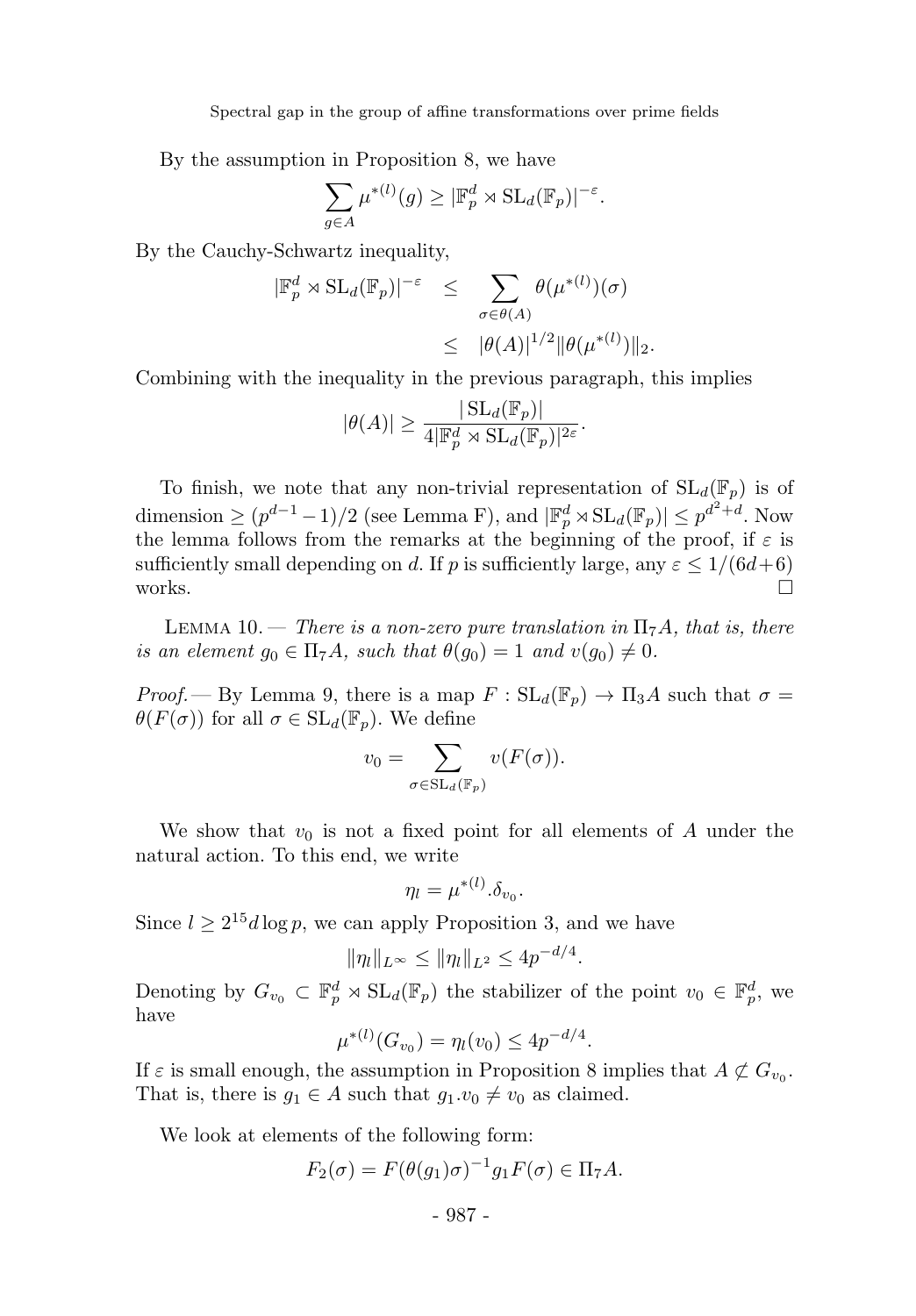By the assumption in Proposition 8, we have

$$\sum_{g \in A} \mu^{*(l)}(g) \geq |\mathbb{F}_p^d \rtimes \mathrm{SL}_d(\mathbb{F}_p)|^{-\varepsilon}.$$

By the Cauchy-Schwartz inequality,

$$\begin{aligned} |\mathbb{F}_p^d \rtimes \mathrm{SL}_d(\mathbb{F}_p)|^{-\varepsilon} &\leq \sum_{\sigma \in \theta(A)} \theta(\mu^{*(l)})(\sigma) \\ &\leq |\theta(A)|^{1/2} \|\theta(\mu^{*(l)})\|_2. \end{aligned}$$

Combining with the inequality in the previous paragraph, this implies

$$|\theta(A)| \geq \frac{|\mathrm{SL}_d(\mathbb{F}_p)|}{4|\mathbb{F}_p^d \rtimes \mathrm{SL}_d(\mathbb{F}_p)|^{2\varepsilon}}.$$

To finish, we note that any non-trivial representation of $\mathrm{SL}_d(\mathbb{F}_p)$ is of dimension $\geq (p^{d-1}-1)/2$ (see Lemma F), and $|\mathbb{F}_p^d \rtimes \mathrm{SL}_d(\mathbb{F}_p)| \leq p^{d^2+d}$. Now the lemma follows from the remarks at the beginning of the proof, if $\varepsilon$ is sufficiently small depending on $d$. If $p$ is sufficiently large, any $\varepsilon \leq 1/(6d+6)$ works. $\square$

Lemma 10. — *There is a non-zero pure translation in $\Pi_7 A$, that is, there is an element $g_0 \in \Pi_7 A$, such that $\theta(g_0) = 1$ and $v(g_0) \neq 0$.*

*Proof.* — By Lemma 9, there is a map $F : \mathrm{SL}_d(\mathbb{F}_p) \to \Pi_3 A$ such that $\sigma = \theta(F(\sigma))$ for all $\sigma \in \mathrm{SL}_d(\mathbb{F}_p)$. We define

$$v_0 = \sum_{\sigma \in \mathrm{SL}_d(\mathbb{F}_p)} v(F(\sigma)).$$

We show that $v_0$ is not a fixed point for all elements of $A$ under the natural action. To this end, we write

$$\eta_l = \mu^{*(l)}.\delta_{v_0}.$$

Since $l \geq 2^{15} d \log p$, we can apply Proposition 3, and we have

$$\|\eta_l\|_{L^\infty} \leq \|\eta_l\|_{L^2} \leq 4p^{-d/4}.$$

Denoting by $G_{v_0} \subset \mathbb{F}_p^d \rtimes \mathrm{SL}_d(\mathbb{F}_p)$ the stabilizer of the point $v_0 \in \mathbb{F}_p^d$, we have

$$\mu^{*(l)}(G_{v_0}) = \eta_l(v_0) \leq 4p^{-d/4}.$$

If $\varepsilon$ is small enough, the assumption in Proposition 8 implies that $A \not\subset G_{v_0}$. That is, there is $g_1 \in A$ such that $g_1.v_0 \neq v_0$ as claimed.

We look at elements of the following form:

$$F_2(\sigma) = F(\theta(g_1)\sigma)^{-1} g_1 F(\sigma) \in \Pi_7 A.$$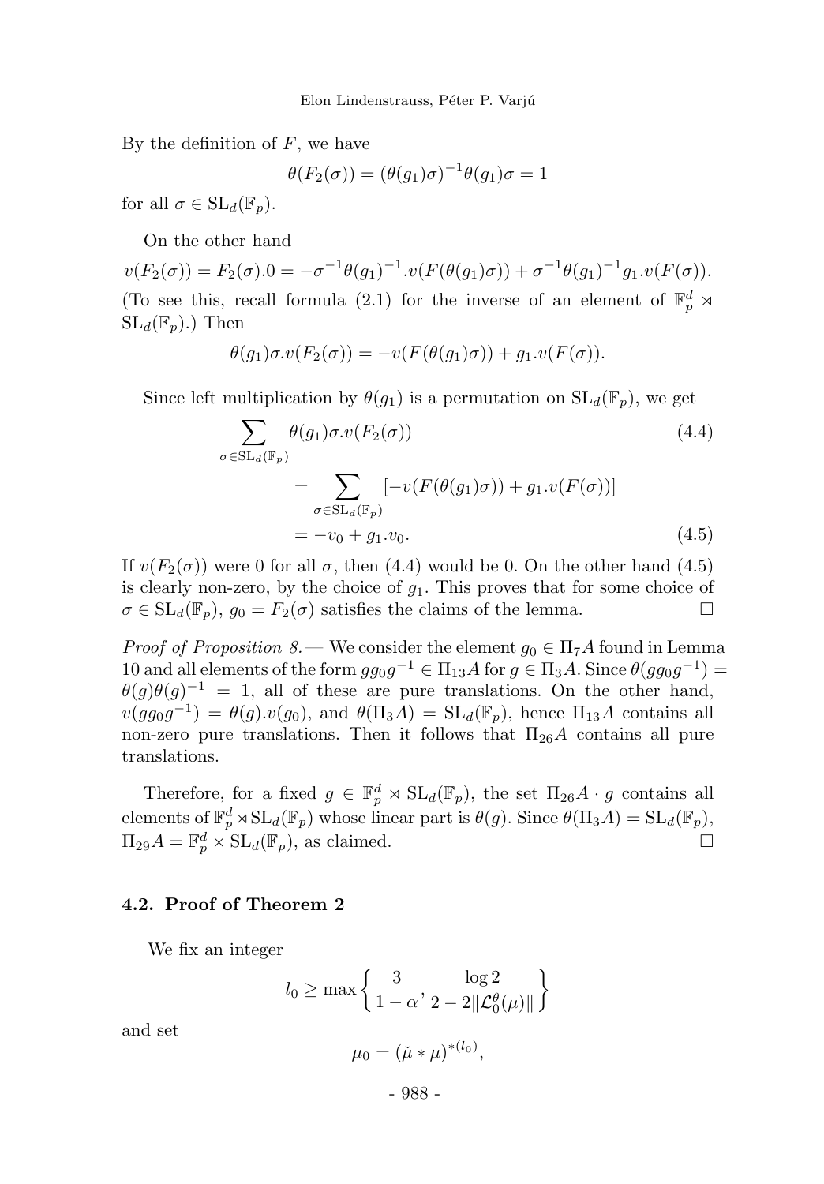By the definition of $F$, we have

$$\theta(F_2(\sigma)) = (\theta(g_1)\sigma)^{-1}\theta(g_1)\sigma = 1$$

for all $\sigma \in \mathrm{SL}_d(\mathbb{F}_p)$.

On the other hand

$$v(F_2(\sigma)) = F_2(\sigma).0 = -\sigma^{-1}\theta(g_1)^{-1}.v(F(\theta(g_1)\sigma)) + \sigma^{-1}\theta(g_1)^{-1}g_1.v(F(\sigma)).$$

(To see this, recall formula (2.1) for the inverse of an element of $\mathbb{F}_p^d \rtimes \mathrm{SL}_d(\mathbb{F}_p)$.) Then

$$\theta(g_1)\sigma.v(F_2(\sigma)) = -v(F(\theta(g_1)\sigma)) + g_1.v(F(\sigma)).$$

Since left multiplication by $\theta(g_1)$ is a permutation on $\mathrm{SL}_d(\mathbb{F}_p)$, we get

$$\sum_{\sigma\in\mathrm{SL}_d(\mathbb{F}_p)} \theta(g_1)\sigma.v(F_2(\sigma)) \tag{4.4}$$

$$= \sum_{\sigma\in\mathrm{SL}_d(\mathbb{F}_p)} [-v(F(\theta(g_1)\sigma)) + g_1.v(F(\sigma))]$$

$$= -v_0 + g_1.v_0. \tag{4.5}$$

If $v(F_2(\sigma))$ were 0 for all $\sigma$, then (4.4) would be 0. On the other hand (4.5) is clearly non-zero, by the choice of $g_1$. This proves that for some choice of $\sigma \in \mathrm{SL}_d(\mathbb{F}_p)$, $g_0 = F_2(\sigma)$ satisfies the claims of the lemma. $\square$

*Proof of Proposition 8.* — We consider the element $g_0 \in \Pi_7 A$ found in Lemma 10 and all elements of the form $gg_0g^{-1} \in \Pi_{13}A$ for $g \in \Pi_3 A$. Since $\theta(gg_0g^{-1}) = \theta(g)\theta(g)^{-1} = 1$, all of these are pure translations. On the other hand, $v(gg_0g^{-1}) = \theta(g).v(g_0)$, and $\theta(\Pi_3 A) = \mathrm{SL}_d(\mathbb{F}_p)$, hence $\Pi_{13}A$ contains all non-zero pure translations. Then it follows that $\Pi_{26}A$ contains all pure translations.

Therefore, for a fixed $g \in \mathbb{F}_p^d \rtimes \mathrm{SL}_d(\mathbb{F}_p)$, the set $\Pi_{26}A \cdot g$ contains all elements of $\mathbb{F}_p^d \rtimes \mathrm{SL}_d(\mathbb{F}_p)$ whose linear part is $\theta(g)$. Since $\theta(\Pi_3 A) = \mathrm{SL}_d(\mathbb{F}_p)$, $\Pi_{29}A = \mathbb{F}_p^d \rtimes \mathrm{SL}_d(\mathbb{F}_p)$, as claimed. $\square$

### 4.2. Proof of Theorem 2

We fix an integer

$$l_0 \geq \max\left\{\frac{3}{1-\alpha}, \frac{\log 2}{2 - 2\|\mathcal{L}_0^\theta(\mu)\|}\right\}$$

and set

$$\mu_0 = (\check{\mu} * \mu)^{*(l_0)},$$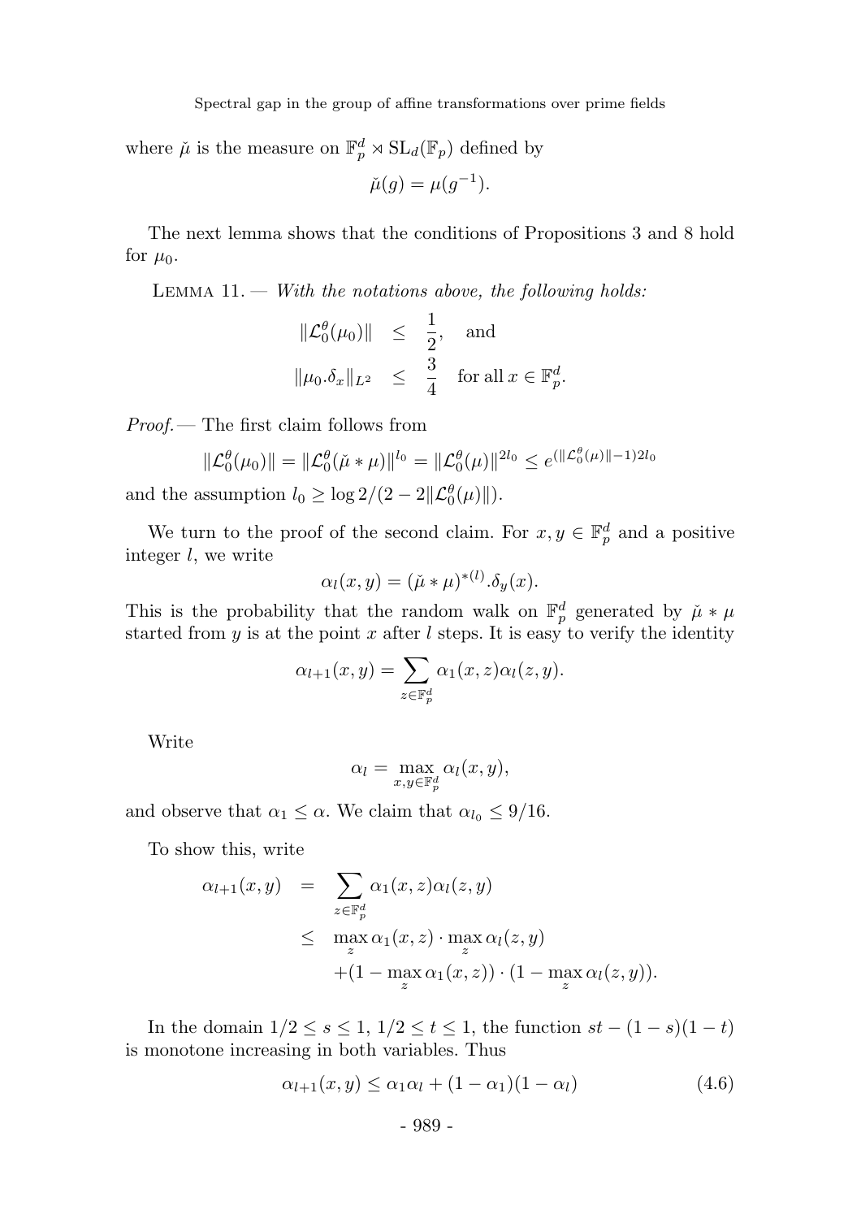where $\check{\mu}$ is the measure on $\mathbb{F}_p^d \rtimes \mathrm{SL}_d(\mathbb{F}_p)$ defined by

$$\check{\mu}(g) = \mu(g^{-1}).$$

The next lemma shows that the conditions of Propositions 3 and 8 hold for $\mu_0$.

Lemma 11. — *With the notations above, the following holds:*

$$\begin{aligned} \|\mathcal{L}_0^\theta(\mu_0)\| &\leq \frac{1}{2}, \quad \text{and} \\ \|\mu_0.\delta_x\|_{L^2} &\leq \frac{3}{4} \quad \text{for all } x \in \mathbb{F}_p^d. \end{aligned}$$

*Proof.*— The first claim follows from

$$\|\mathcal{L}_0^\theta(\mu_0)\| = \|\mathcal{L}_0^\theta(\check{\mu} * \mu)\|^{l_0} = \|\mathcal{L}_0^\theta(\mu)\|^{2l_0} \leq e^{(\|\mathcal{L}_0^\theta(\mu)\|-1)2l_0}$$

and the assumption $l_0 \geq \log 2/(2 - 2\|\mathcal{L}_0^\theta(\mu)\|)$.

We turn to the proof of the second claim. For $x, y \in \mathbb{F}_p^d$ and a positive integer $l$, we write

$$\alpha_l(x, y) = (\check{\mu} * \mu)^{*(l)}.\delta_y(x).$$

This is the probability that the random walk on $\mathbb{F}_p^d$ generated by $\check{\mu} * \mu$ started from $y$ is at the point $x$ after $l$ steps. It is easy to verify the identity

$$\alpha_{l+1}(x, y) = \sum_{z \in \mathbb{F}_p^d} \alpha_1(x, z)\alpha_l(z, y).$$

Write

$$\alpha_l = \max_{x, y \in \mathbb{F}_p^d} \alpha_l(x, y),$$

and observe that $\alpha_1 \leq \alpha$. We claim that $\alpha_{l_0} \leq 9/16$.

To show this, write

$$\begin{aligned} \alpha_{l+1}(x, y) &= \sum_{z \in \mathbb{F}_p^d} \alpha_1(x, z)\alpha_l(z, y) \\ &\leq \max_z \alpha_1(x, z) \cdot \max_z \alpha_l(z, y) \\ &\quad + (1 - \max_z \alpha_1(x, z)) \cdot (1 - \max_z \alpha_l(z, y)). \end{aligned}$$

In the domain $1/2 \leq s \leq 1$, $1/2 \leq t \leq 1$, the function $st - (1 - s)(1 - t)$ is monotone increasing in both variables. Thus

$$\alpha_{l+1}(x, y) \leq \alpha_1\alpha_l + (1 - \alpha_1)(1 - \alpha_l) \tag{4.6}$$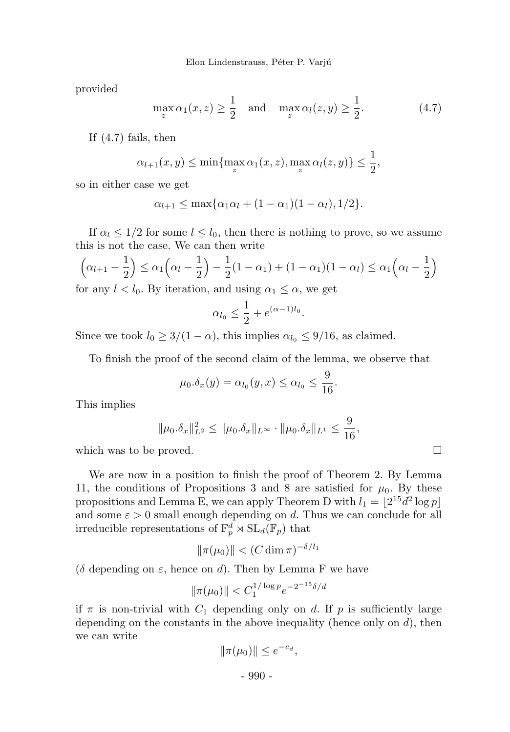provided

$$\max_z \alpha_1(x,z) \geq \frac{1}{2} \quad \text{and} \quad \max_z \alpha_l(z,y) \geq \frac{1}{2}. \tag{4.7}$$

If (4.7) fails, then

$$\alpha_{l+1}(x,y) \leq \min\{\max_z \alpha_1(x,z), \max_z \alpha_l(z,y)\} \leq \frac{1}{2},$$

so in either case we get

$$\alpha_{l+1} \leq \max\{\alpha_1\alpha_l + (1-\alpha_1)(1-\alpha_l), 1/2\}.$$

If $\alpha_l \leq 1/2$ for some $l \leq l_0$, then there is nothing to prove, so we assume this is not the case. We can then write

$$\Big(\alpha_{l+1} - \frac{1}{2}\Big) \leq \alpha_1\Big(\alpha_l - \frac{1}{2}\Big) - \frac{1}{2}(1-\alpha_1) + (1-\alpha_1)(1-\alpha_l) \leq \alpha_1\Big(\alpha_l - \frac{1}{2}\Big)$$

for any $l < l_0$. By iteration, and using $\alpha_1 \leq \alpha$, we get

$$\alpha_{l_0} \leq \frac{1}{2} + e^{(\alpha-1)l_0}.$$

Since we took $l_0 \geq 3/(1-\alpha)$, this implies $\alpha_{l_0} \leq 9/16$, as claimed.

To finish the proof of the second claim of the lemma, we observe that

$$\mu_0.\delta_x(y) = \alpha_{l_0}(y,x) \leq \alpha_{l_0} \leq \frac{9}{16}.$$

This implies

$$\|\mu_0.\delta_x\|_{L^2}^2 \leq \|\mu_0.\delta_x\|_{L^\infty} \cdot \|\mu_0.\delta_x\|_{L^1} \leq \frac{9}{16},$$

which was to be proved. $\square$

We are now in a position to finish the proof of Theorem 2. By Lemma 11, the conditions of Propositions 3 and 8 are satisfied for $\mu_0$. By these propositions and Lemma E, we can apply Theorem D with $l_1 = \lfloor 2^{15}d^2 \log p \rfloor$ and some $\varepsilon > 0$ small enough depending on $d$. Thus we can conclude for all irreducible representations of $\mathbb{F}_p^d \rtimes \mathrm{SL}_d(\mathbb{F}_p)$ that

$$\|\pi(\mu_0)\| < (C \dim \pi)^{-\delta/l_1}$$

($\delta$ depending on $\varepsilon$, hence on $d$). Then by Lemma F we have

$$\|\pi(\mu_0)\| < C_1^{1/\log p} e^{-2^{-15}\delta/d}$$

if $\pi$ is non-trivial with $C_1$ depending only on $d$. If $p$ is sufficiently large depending on the constants in the above inequality (hence only on $d$), then we can write

$$\|\pi(\mu_0)\| \leq e^{-c_d},$$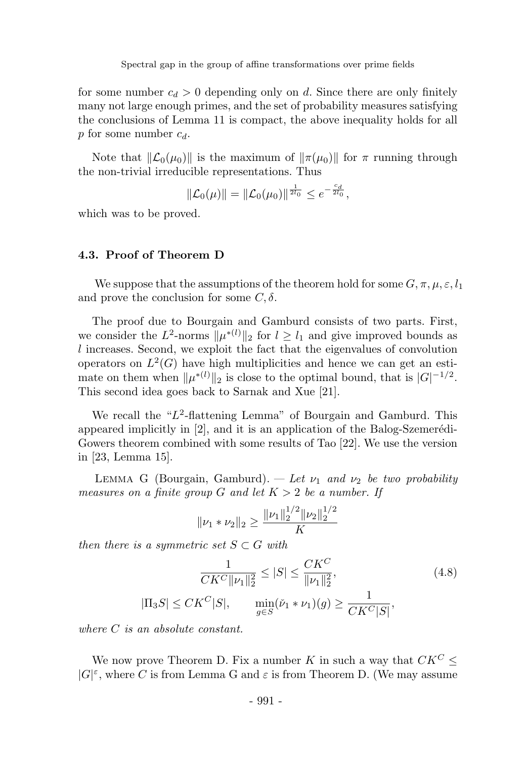for some number $c_d > 0$ depending only on $d$. Since there are only finitely many not large enough primes, and the set of probability measures satisfying the conclusions of Lemma 11 is compact, the above inequality holds for all $p$ for some number $c_d$.

Note that $\|\mathcal{L}_0(\mu_0)\|$ is the maximum of $\|\pi(\mu_0)\|$ for $\pi$ running through the non-trivial irreducible representations. Thus

$$\|\mathcal{L}_0(\mu)\| = \|\mathcal{L}_0(\mu_0)\|^{\frac{1}{2l_0}} \leq e^{-\frac{c_d}{2l_0}},$$

which was to be proved.

### 4.3. Proof of Theorem D

We suppose that the assumptions of the theorem hold for some $G, \pi, \mu, \varepsilon, l_1$ and prove the conclusion for some $C, \delta$.

The proof due to Bourgain and Gamburd consists of two parts. First, we consider the $L^2$-norms $\|\mu^{*(l)}\|_2$ for $l \geq l_1$ and give improved bounds as $l$ increases. Second, we exploit the fact that the eigenvalues of convolution operators on $L^2(G)$ have high multiplicities and hence we can get an estimate on them when $\|\mu^{*(l)}\|_2$ is close to the optimal bound, that is $|G|^{-1/2}$. This second idea goes back to Sarnak and Xue [21].

We recall the "$L^2$-flattening Lemma" of Bourgain and Gamburd. This appeared implicitly in [2], and it is an application of the Balog-Szemerédi-Gowers theorem combined with some results of Tao [22]. We use the version in [23, Lemma 15].

Lemma G (Bourgain, Gamburd). — *Let $\nu_1$ and $\nu_2$ be two probability measures on a finite group $G$ and let $K > 2$ be a number. If*

$$\|\nu_1 * \nu_2\|_2 \geq \frac{\|\nu_1\|_2^{1/2}\|\nu_2\|_2^{1/2}}{K}$$

*then there is a symmetric set $S \subset G$ with*

$$\frac{1}{CK^C\|\nu_1\|_2^2} \leq |S| \leq \frac{CK^C}{\|\nu_1\|_2^2}, \tag{4.8}$$

$$|\Pi_3 S| \leq CK^C|S|, \qquad \min_{g \in S}(\check{\nu}_1 * \nu_1)(g) \geq \frac{1}{CK^C|S|},$$

*where $C$ is an absolute constant.*

We now prove Theorem D. Fix a number $K$ in such a way that $CK^C \leq |G|^\varepsilon$, where $C$ is from Lemma G and $\varepsilon$ is from Theorem D. (We may assume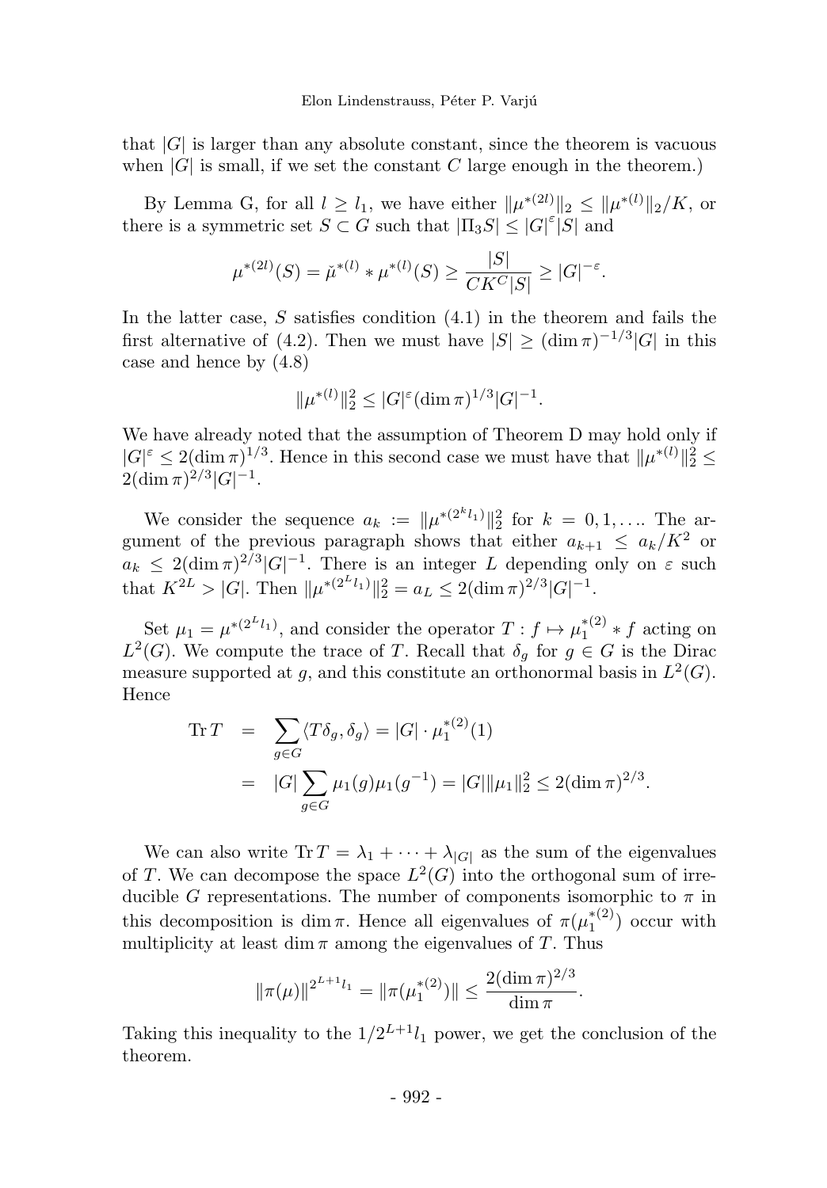that $|G|$ is larger than any absolute constant, since the theorem is vacuous when $|G|$ is small, if we set the constant $C$ large enough in the theorem.)

By Lemma G, for all $l \geq l_1$, we have either $\|\mu^{*(2l)}\|_2 \leq \|\mu^{*(l)}\|_2/K$, or there is a symmetric set $S \subset G$ such that $|\Pi_3 S| \leq |G|^{\varepsilon}|S|$ and

$$\mu^{*(2l)}(S) = \check{\mu}^{*(l)} * \mu^{*(l)}(S) \geq \frac{|S|}{CK^C|S|} \geq |G|^{-\varepsilon}.$$

In the latter case, $S$ satisfies condition (4.1) in the theorem and fails the first alternative of (4.2). Then we must have $|S| \geq (\dim \pi)^{-1/3}|G|$ in this case and hence by (4.8)

$$\|\mu^{*(l)}\|_2^2 \leq |G|^{\varepsilon}(\dim \pi)^{1/3}|G|^{-1}.$$

We have already noted that the assumption of Theorem D may hold only if $|G|^{\varepsilon} \leq 2(\dim \pi)^{1/3}$. Hence in this second case we must have that $\|\mu^{*(l)}\|_2^2 \leq 2(\dim \pi)^{2/3}|G|^{-1}$.

We consider the sequence $a_k := \|\mu^{*(2^k l_1)}\|_2^2$ for $k = 0, 1, \ldots$. The argument of the previous paragraph shows that either $a_{k+1} \leq a_k/K^2$ or $a_k \leq 2(\dim \pi)^{2/3}|G|^{-1}$. There is an integer $L$ depending only on $\varepsilon$ such that $K^{2L} > |G|$. Then $\|\mu^{*(2^L l_1)}\|_2^2 = a_L \leq 2(\dim \pi)^{2/3}|G|^{-1}$.

Set $\mu_1 = \mu^{*(2^L l_1)}$, and consider the operator $T : f \mapsto \mu_1^{*(2)} * f$ acting on $L^2(G)$. We compute the trace of $T$. Recall that $\delta_g$ for $g \in G$ is the Dirac measure supported at $g$, and this constitute an orthonormal basis in $L^2(G)$. Hence

$$\begin{aligned}
\operatorname{Tr} T &= \sum_{g \in G} \langle T\delta_g, \delta_g \rangle = |G| \cdot \mu_1^{*(2)}(1) \\
&= |G| \sum_{g \in G} \mu_1(g)\mu_1(g^{-1}) = |G|\|\mu_1\|_2^2 \leq 2(\dim \pi)^{2/3}.
\end{aligned}$$

We can also write $\operatorname{Tr} T = \lambda_1 + \cdots + \lambda_{|G|}$ as the sum of the eigenvalues of $T$. We can decompose the space $L^2(G)$ into the orthogonal sum of irreducible $G$ representations. The number of components isomorphic to $\pi$ in this decomposition is $\dim \pi$. Hence all eigenvalues of $\pi(\mu_1^{*(2)})$ occur with multiplicity at least $\dim \pi$ among the eigenvalues of $T$. Thus

$$\|\pi(\mu)\|^{2^{L+1} l_1} = \|\pi(\mu_1^{*(2)})\| \leq \frac{2(\dim \pi)^{2/3}}{\dim \pi}.$$

Taking this inequality to the $1/2^{L+1} l_1$ power, we get the conclusion of the theorem.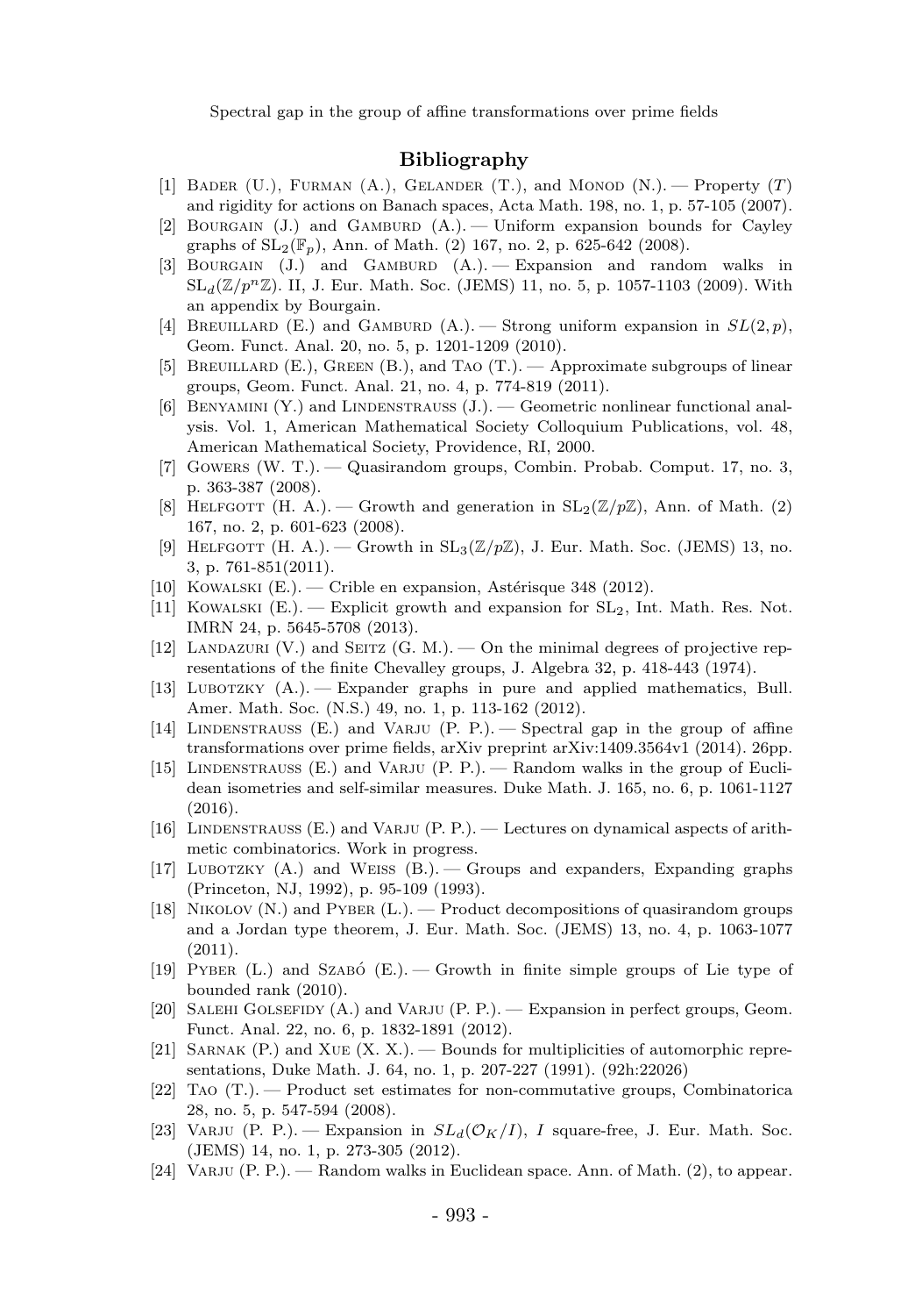## Bibliography

[1] Bader (U.), Furman (A.), Gelander (T.), and Monod (N.). — Property $(T)$ and rigidity for actions on Banach spaces, Acta Math. 198, no. 1, p. 57-105 (2007).

[2] Bourgain (J.) and Gamburd (A.). — Uniform expansion bounds for Cayley graphs of $\mathrm{SL}_2(\mathbb{F}_p)$, Ann. of Math. (2) 167, no. 2, p. 625-642 (2008).

[3] Bourgain (J.) and Gamburd (A.). — Expansion and random walks in $\mathrm{SL}_d(\mathbb{Z}/p^n\mathbb{Z})$. II, J. Eur. Math. Soc. (JEMS) 11, no. 5, p. 1057-1103 (2009). With an appendix by Bourgain.

[4] Breuillard (E.) and Gamburd (A.). — Strong uniform expansion in $SL(2,p)$, Geom. Funct. Anal. 20, no. 5, p. 1201-1209 (2010).

[5] Breuillard (E.), Green (B.), and Tao (T.). — Approximate subgroups of linear groups, Geom. Funct. Anal. 21, no. 4, p. 774-819 (2011).

[6] Benyamini (Y.) and Lindenstrauss (J.). — Geometric nonlinear functional analysis. Vol. 1, American Mathematical Society Colloquium Publications, vol. 48, American Mathematical Society, Providence, RI, 2000.

[7] Gowers (W. T.). — Quasirandom groups, Combin. Probab. Comput. 17, no. 3, p. 363-387 (2008).

[8] Helfgott (H. A.). — Growth and generation in $\mathrm{SL}_2(\mathbb{Z}/p\mathbb{Z})$, Ann. of Math. (2) 167, no. 2, p. 601-623 (2008).

[9] Helfgott (H. A.). — Growth in $\mathrm{SL}_3(\mathbb{Z}/p\mathbb{Z})$, J. Eur. Math. Soc. (JEMS) 13, no. 3, p. 761-851(2011).

[10] Kowalski (E.). — Crible en expansion, Astérisque 348 (2012).

[11] Kowalski (E.). — Explicit growth and expansion for $\mathrm{SL}_2$, Int. Math. Res. Not. IMRN 24, p. 5645-5708 (2013).

[12] Landazuri (V.) and Seitz (G. M.). — On the minimal degrees of projective representations of the finite Chevalley groups, J. Algebra 32, p. 418-443 (1974).

[13] Lubotzky (A.). — Expander graphs in pure and applied mathematics, Bull. Amer. Math. Soc. (N.S.) 49, no. 1, p. 113-162 (2012).

[14] Lindenstrauss (E.) and Varju (P. P.). — Spectral gap in the group of affine transformations over prime fields, arXiv preprint arXiv:1409.3564v1 (2014). 26pp.

[15] Lindenstrauss (E.) and Varju (P. P.). — Random walks in the group of Euclidean isometries and self-similar measures. Duke Math. J. 165, no. 6, p. 1061-1127 (2016).

[16] Lindenstrauss (E.) and Varju (P. P.). — Lectures on dynamical aspects of arithmetic combinatorics. Work in progress.

[17] Lubotzky (A.) and Weiss (B.). — Groups and expanders, Expanding graphs (Princeton, NJ, 1992), p. 95-109 (1993).

[18] Nikolov (N.) and Pyber (L.). — Product decompositions of quasirandom groups and a Jordan type theorem, J. Eur. Math. Soc. (JEMS) 13, no. 4, p. 1063-1077 (2011).

[19] Pyber (L.) and Szabó (E.). — Growth in finite simple groups of Lie type of bounded rank (2010).

[20] Salehi Golsefidy (A.) and Varju (P. P.). — Expansion in perfect groups, Geom. Funct. Anal. 22, no. 6, p. 1832-1891 (2012).

[21] Sarnak (P.) and Xue (X. X.). — Bounds for multiplicities of automorphic representations, Duke Math. J. 64, no. 1, p. 207-227 (1991). (92h:22026)

[22] Tao (T.). — Product set estimates for non-commutative groups, Combinatorica 28, no. 5, p. 547-594 (2008).

[23] Varju (P. P.). — Expansion in $SL_d(\mathcal{O}_K/I)$, $I$ square-free, J. Eur. Math. Soc. (JEMS) 14, no. 1, p. 273-305 (2012).

[24] Varju (P. P.). — Random walks in Euclidean space. Ann. of Math. (2), to appear.